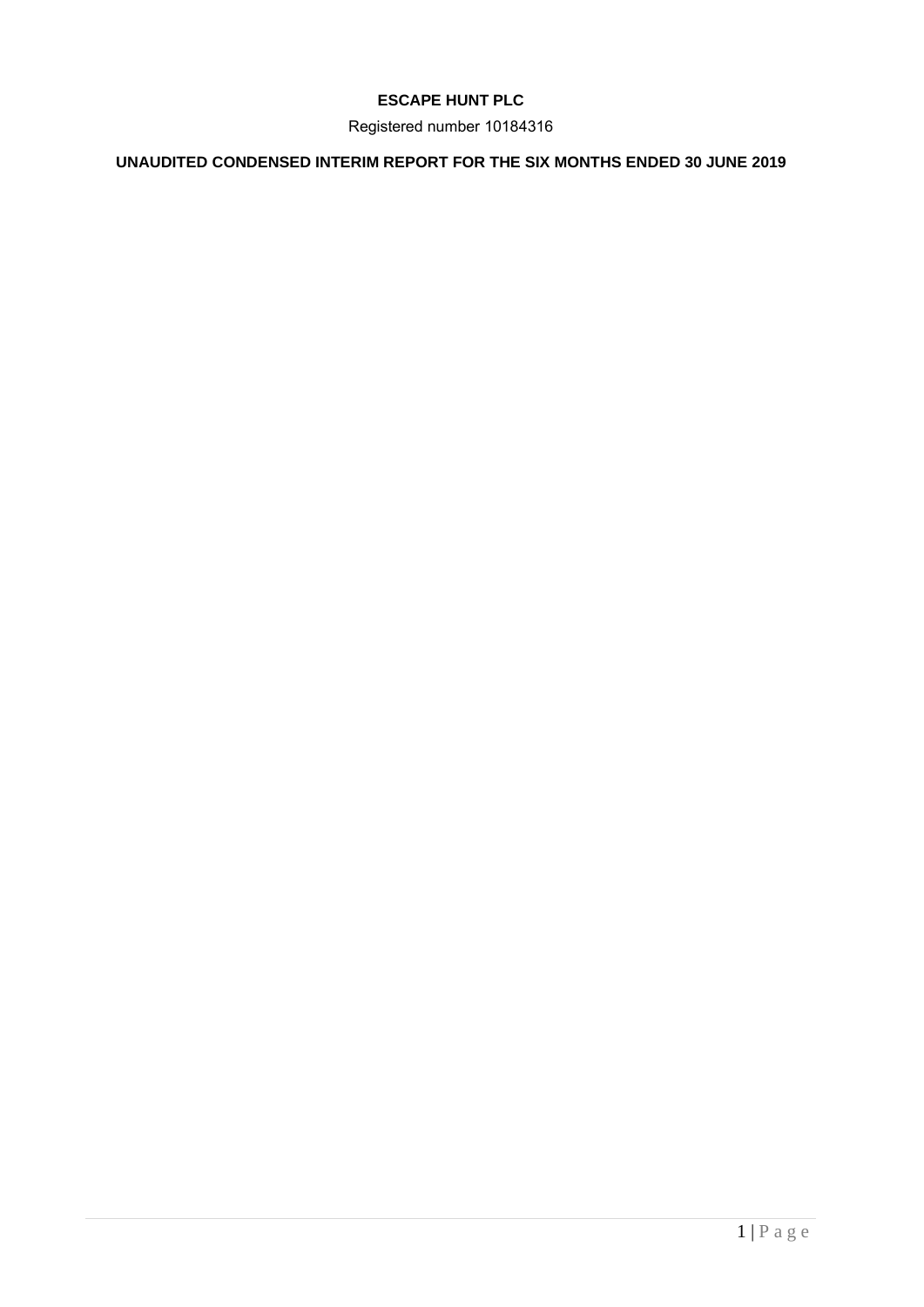# ESCAPE HUNT PLC

Registered number 10184316

## UNAUDITED CONDENSED INTERIM REPORT FOR THE SIX MONTHS ENDED 30 JUNE 2019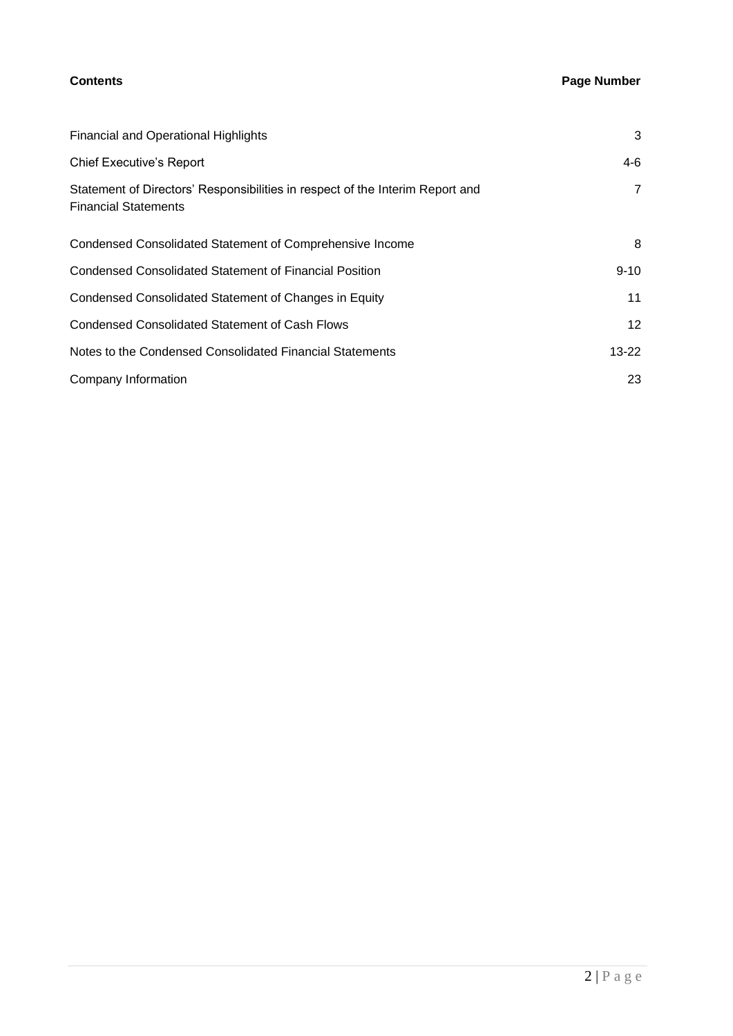| Contents | Page Number |
|---|---|
| Financial and Operational Highlights | 3 |
| Chief Executive's Report | 4-6 |
| Statement of Directors' Responsibilities in respect of the Interim Report and Financial Statements | 7 |
| Condensed Consolidated Statement of Comprehensive Income | 8 |
| Condensed Consolidated Statement of Financial Position | 9-10 |
| Condensed Consolidated Statement of Changes in Equity | 11 |
| Condensed Consolidated Statement of Cash Flows | 12 |
| Notes to the Condensed Consolidated Financial Statements | 13-22 |
| Company Information | 23 |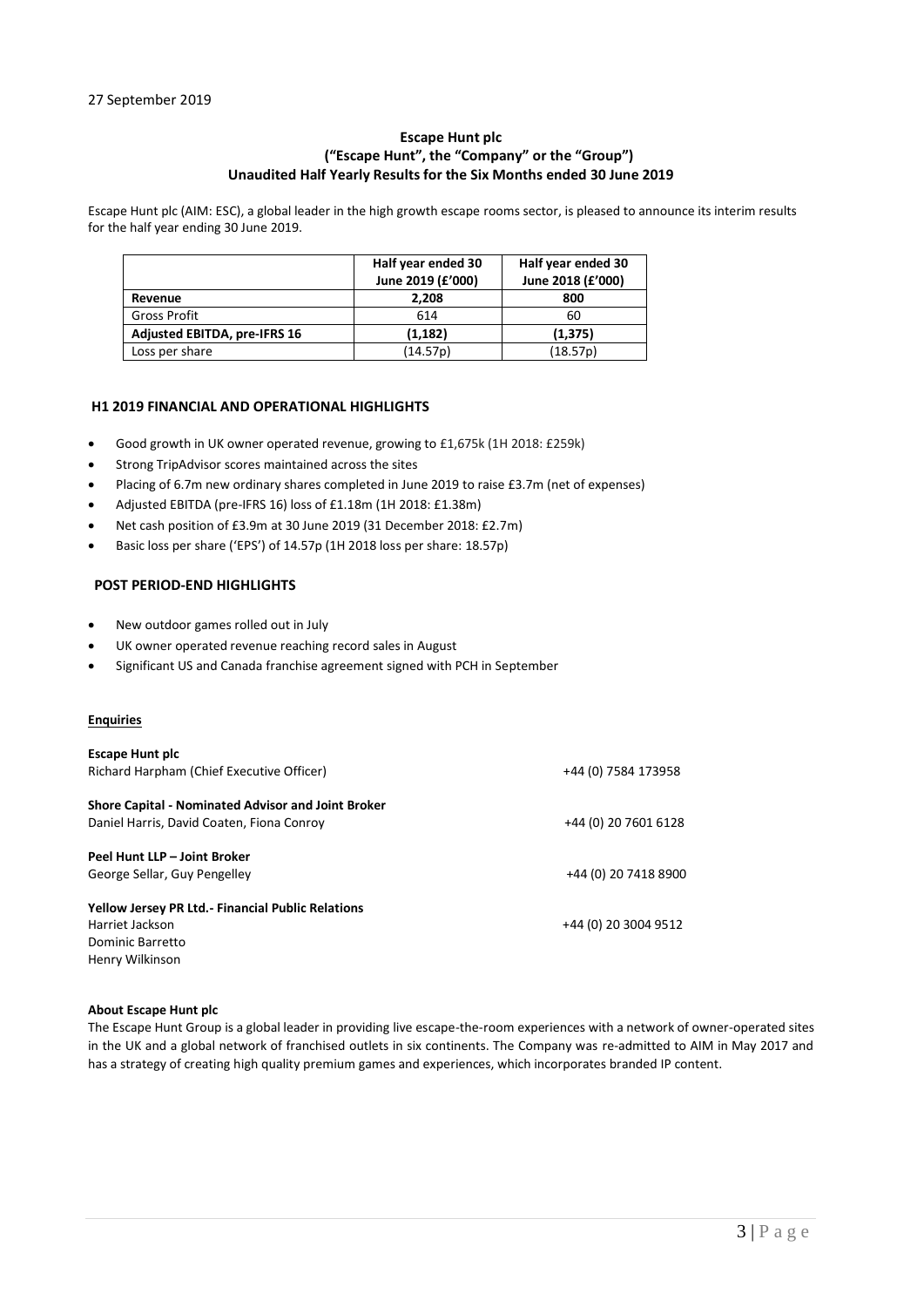27 September 2019

**Escape Hunt plc**
**("Escape Hunt", the "Company" or the "Group")**
**Unaudited Half Yearly Results for the Six Months ended 30 June 2019**

Escape Hunt plc (AIM: ESC), a global leader in the high growth escape rooms sector, is pleased to announce its interim results for the half year ending 30 June 2019.

| | Half year ended 30 June 2019 (£'000) | Half year ended 30 June 2018 (£'000) |
|---|---|---|
| **Revenue** | **2,208** | **800** |
| Gross Profit | 614 | 60 |
| **Adjusted EBITDA, pre-IFRS 16** | **(1,182)** | **(1,375)** |
| Loss per share | (14.57p) | (18.57p) |

## H1 2019 FINANCIAL AND OPERATIONAL HIGHLIGHTS

- Good growth in UK owner operated revenue, growing to £1,675k (1H 2018: £259k)
- Strong TripAdvisor scores maintained across the sites
- Placing of 6.7m new ordinary shares completed in June 2019 to raise £3.7m (net of expenses)
- Adjusted EBITDA (pre-IFRS 16) loss of £1.18m (1H 2018: £1.38m)
- Net cash position of £3.9m at 30 June 2019 (31 December 2018: £2.7m)
- Basic loss per share ('EPS') of 14.57p (1H 2018 loss per share: 18.57p)

## POST PERIOD-END HIGHLIGHTS

- New outdoor games rolled out in July
- UK owner operated revenue reaching record sales in August
- Significant US and Canada franchise agreement signed with PCH in September

**Enquiries**

**Escape Hunt plc**
Richard Harpham (Chief Executive Officer) +44 (0) 7584 173958

**Shore Capital - Nominated Advisor and Joint Broker**
Daniel Harris, David Coaten, Fiona Conroy +44 (0) 20 7601 6128

**Peel Hunt LLP – Joint Broker**
George Sellar, Guy Pengelley +44 (0) 20 7418 8900

**Yellow Jersey PR Ltd.- Financial Public Relations**
Harriet Jackson +44 (0) 20 3004 9512
Dominic Barretto
Henry Wilkinson

**About Escape Hunt plc**

The Escape Hunt Group is a global leader in providing live escape-the-room experiences with a network of owner-operated sites in the UK and a global network of franchised outlets in six continents. The Company was re-admitted to AIM in May 2017 and has a strategy of creating high quality premium games and experiences, which incorporates branded IP content.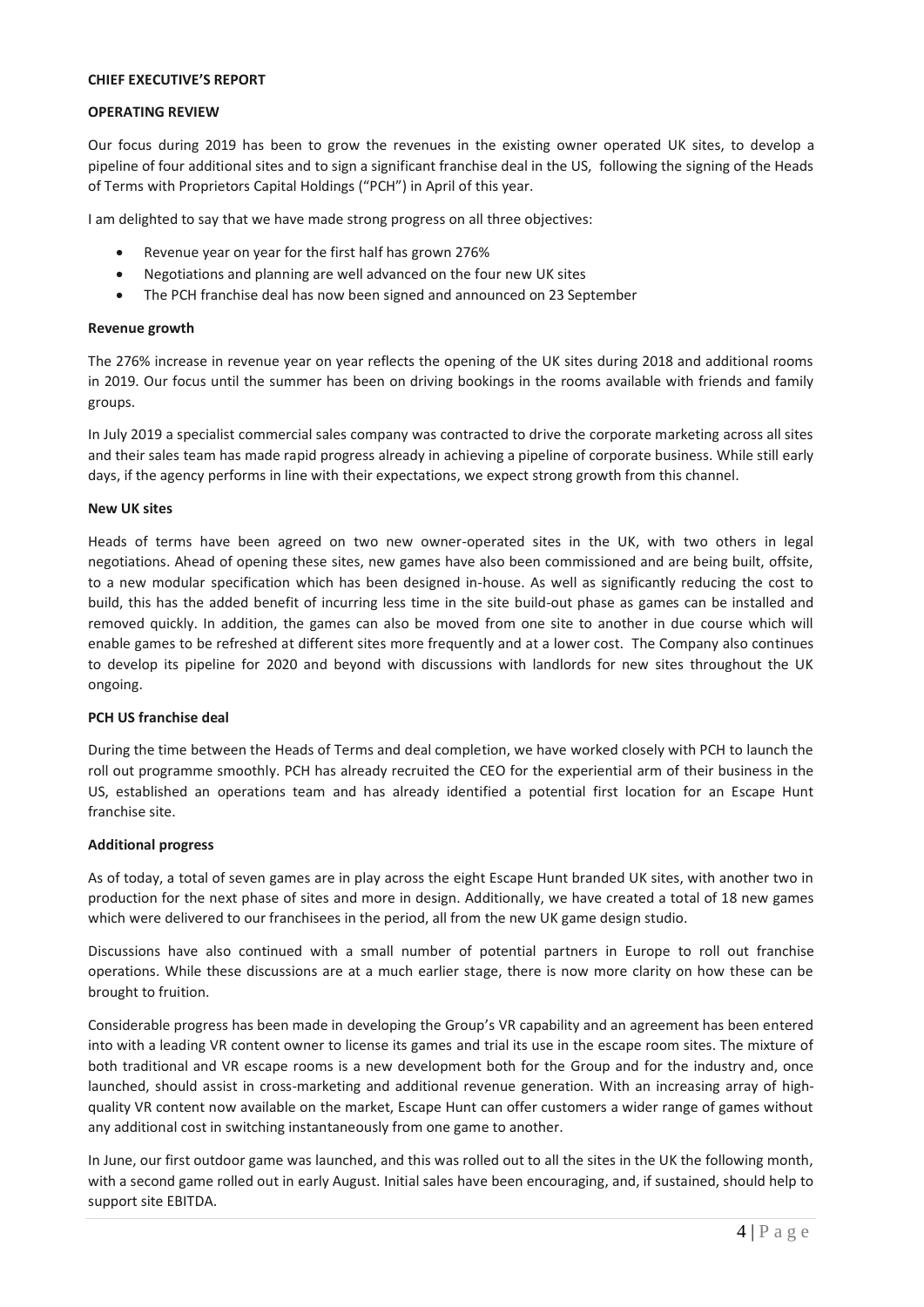## CHIEF EXECUTIVE'S REPORT

### OPERATING REVIEW

Our focus during 2019 has been to grow the revenues in the existing owner operated UK sites, to develop a pipeline of four additional sites and to sign a significant franchise deal in the US, following the signing of the Heads of Terms with Proprietors Capital Holdings ("PCH") in April of this year.

I am delighted to say that we have made strong progress on all three objectives:

- Revenue year on year for the first half has grown 276%
- Negotiations and planning are well advanced on the four new UK sites
- The PCH franchise deal has now been signed and announced on 23 September

#### Revenue growth

The 276% increase in revenue year on year reflects the opening of the UK sites during 2018 and additional rooms in 2019. Our focus until the summer has been on driving bookings in the rooms available with friends and family groups.

In July 2019 a specialist commercial sales company was contracted to drive the corporate marketing across all sites and their sales team has made rapid progress already in achieving a pipeline of corporate business. While still early days, if the agency performs in line with their expectations, we expect strong growth from this channel.

#### New UK sites

Heads of terms have been agreed on two new owner-operated sites in the UK, with two others in legal negotiations. Ahead of opening these sites, new games have also been commissioned and are being built, offsite, to a new modular specification which has been designed in-house. As well as significantly reducing the cost to build, this has the added benefit of incurring less time in the site build-out phase as games can be installed and removed quickly. In addition, the games can also be moved from one site to another in due course which will enable games to be refreshed at different sites more frequently and at a lower cost. The Company also continues to develop its pipeline for 2020 and beyond with discussions with landlords for new sites throughout the UK ongoing.

#### PCH US franchise deal

During the time between the Heads of Terms and deal completion, we have worked closely with PCH to launch the roll out programme smoothly. PCH has already recruited the CEO for the experiential arm of their business in the US, established an operations team and has already identified a potential first location for an Escape Hunt franchise site.

#### Additional progress

As of today, a total of seven games are in play across the eight Escape Hunt branded UK sites, with another two in production for the next phase of sites and more in design. Additionally, we have created a total of 18 new games which were delivered to our franchisees in the period, all from the new UK game design studio.

Discussions have also continued with a small number of potential partners in Europe to roll out franchise operations. While these discussions are at a much earlier stage, there is now more clarity on how these can be brought to fruition.

Considerable progress has been made in developing the Group's VR capability and an agreement has been entered into with a leading VR content owner to license its games and trial its use in the escape room sites. The mixture of both traditional and VR escape rooms is a new development both for the Group and for the industry and, once launched, should assist in cross-marketing and additional revenue generation. With an increasing array of high-quality VR content now available on the market, Escape Hunt can offer customers a wider range of games without any additional cost in switching instantaneously from one game to another.

In June, our first outdoor game was launched, and this was rolled out to all the sites in the UK the following month, with a second game rolled out in early August. Initial sales have been encouraging, and, if sustained, should help to support site EBITDA.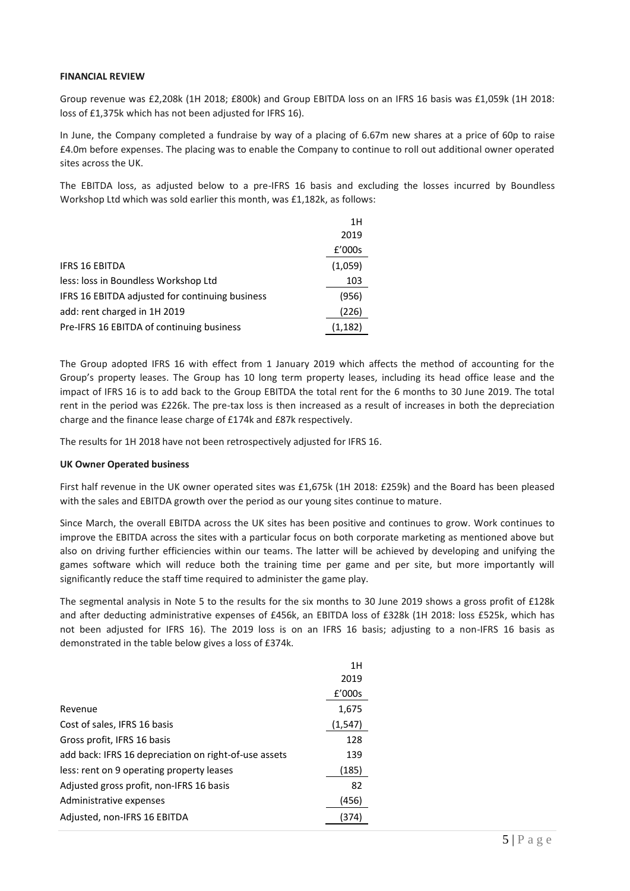**FINANCIAL REVIEW**

Group revenue was £2,208k (1H 2018; £800k) and Group EBITDA loss on an IFRS 16 basis was £1,059k (1H 2018: loss of £1,375k which has not been adjusted for IFRS 16).

In June, the Company completed a fundraise by way of a placing of 6.67m new shares at a price of 60p to raise £4.0m before expenses. The placing was to enable the Company to continue to roll out additional owner operated sites across the UK.

The EBITDA loss, as adjusted below to a pre-IFRS 16 basis and excluding the losses incurred by Boundless Workshop Ltd which was sold earlier this month, was £1,182k, as follows:

| | 1H 2019 £'000s |
|---|---|
| IFRS 16 EBITDA | (1,059) |
| less: loss in Boundless Workshop Ltd | 103 |
| IFRS 16 EBITDA adjusted for continuing business | (956) |
| add: rent charged in 1H 2019 | (226) |
| Pre-IFRS 16 EBITDA of continuing business | (1,182) |

The Group adopted IFRS 16 with effect from 1 January 2019 which affects the method of accounting for the Group's property leases. The Group has 10 long term property leases, including its head office lease and the impact of IFRS 16 is to add back to the Group EBITDA the total rent for the 6 months to 30 June 2019. The total rent in the period was £226k. The pre-tax loss is then increased as a result of increases in both the depreciation charge and the finance lease charge of £174k and £87k respectively.

The results for 1H 2018 have not been retrospectively adjusted for IFRS 16.

**UK Owner Operated business**

First half revenue in the UK owner operated sites was £1,675k (1H 2018: £259k) and the Board has been pleased with the sales and EBITDA growth over the period as our young sites continue to mature.

Since March, the overall EBITDA across the UK sites has been positive and continues to grow. Work continues to improve the EBITDA across the sites with a particular focus on both corporate marketing as mentioned above but also on driving further efficiencies within our teams. The latter will be achieved by developing and unifying the games software which will reduce both the training time per game and per site, but more importantly will significantly reduce the staff time required to administer the game play.

The segmental analysis in Note 5 to the results for the six months to 30 June 2019 shows a gross profit of £128k and after deducting administrative expenses of £456k, an EBITDA loss of £328k (1H 2018: loss £525k, which has not been adjusted for IFRS 16). The 2019 loss is on an IFRS 16 basis; adjusting to a non-IFRS 16 basis as demonstrated in the table below gives a loss of £374k.

| | 1H 2019 £'000s |
|---|---|
| Revenue | 1,675 |
| Cost of sales, IFRS 16 basis | (1,547) |
| Gross profit, IFRS 16 basis | 128 |
| add back: IFRS 16 depreciation on right-of-use assets | 139 |
| less: rent on 9 operating property leases | (185) |
| Adjusted gross profit, non-IFRS 16 basis | 82 |
| Administrative expenses | (456) |
| Adjusted, non-IFRS 16 EBITDA | (374) |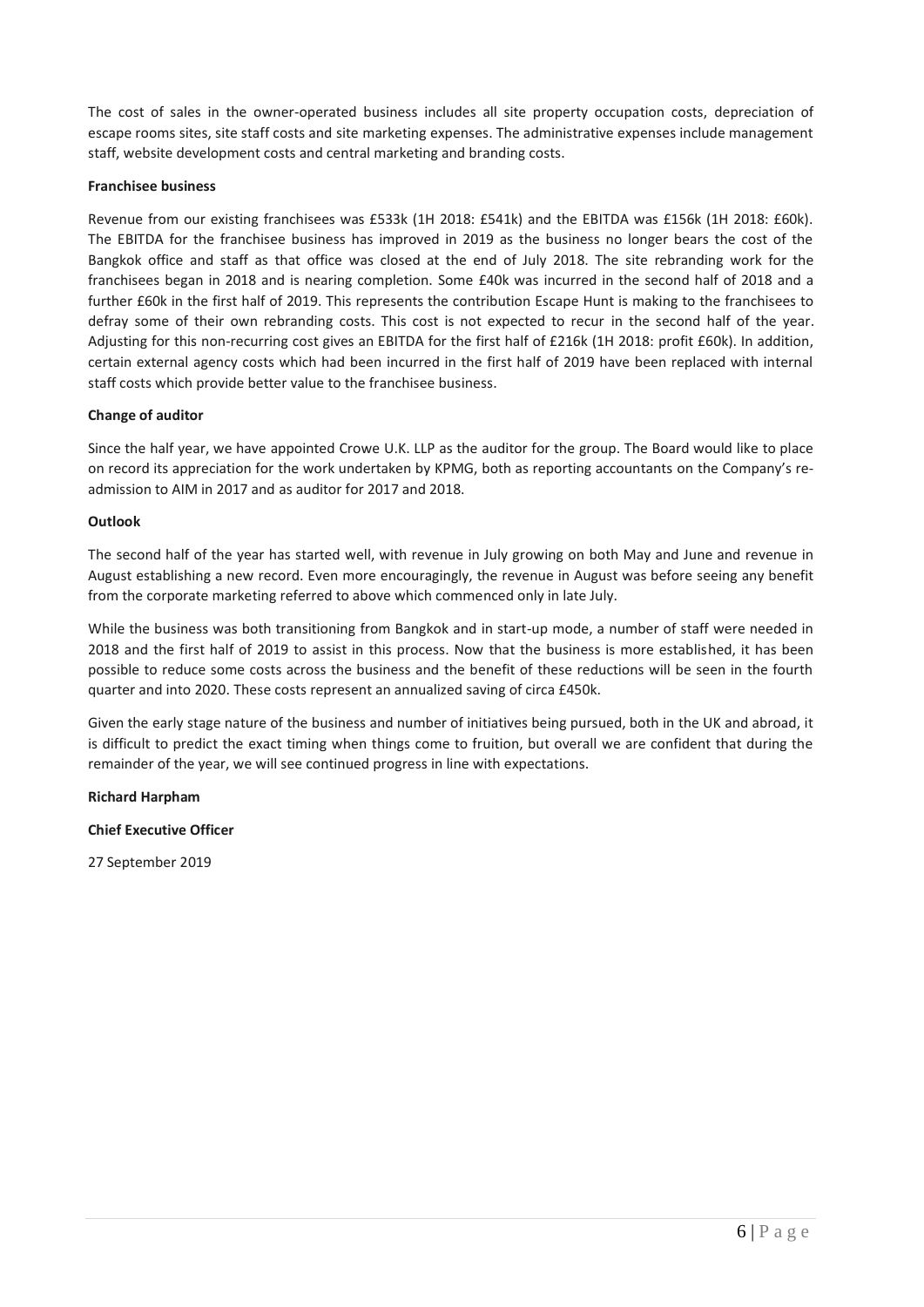The cost of sales in the owner-operated business includes all site property occupation costs, depreciation of escape rooms sites, site staff costs and site marketing expenses. The administrative expenses include management staff, website development costs and central marketing and branding costs.

**Franchisee business**

Revenue from our existing franchisees was £533k (1H 2018: £541k) and the EBITDA was £156k (1H 2018: £60k). The EBITDA for the franchisee business has improved in 2019 as the business no longer bears the cost of the Bangkok office and staff as that office was closed at the end of July 2018. The site rebranding work for the franchisees began in 2018 and is nearing completion. Some £40k was incurred in the second half of 2018 and a further £60k in the first half of 2019. This represents the contribution Escape Hunt is making to the franchisees to defray some of their own rebranding costs. This cost is not expected to recur in the second half of the year. Adjusting for this non-recurring cost gives an EBITDA for the first half of £216k (1H 2018: profit £60k). In addition, certain external agency costs which had been incurred in the first half of 2019 have been replaced with internal staff costs which provide better value to the franchisee business.

**Change of auditor**

Since the half year, we have appointed Crowe U.K. LLP as the auditor for the group. The Board would like to place on record its appreciation for the work undertaken by KPMG, both as reporting accountants on the Company's re-admission to AIM in 2017 and as auditor for 2017 and 2018.

**Outlook**

The second half of the year has started well, with revenue in July growing on both May and June and revenue in August establishing a new record. Even more encouragingly, the revenue in August was before seeing any benefit from the corporate marketing referred to above which commenced only in late July.

While the business was both transitioning from Bangkok and in start-up mode, a number of staff were needed in 2018 and the first half of 2019 to assist in this process. Now that the business is more established, it has been possible to reduce some costs across the business and the benefit of these reductions will be seen in the fourth quarter and into 2020. These costs represent an annualized saving of circa £450k.

Given the early stage nature of the business and number of initiatives being pursued, both in the UK and abroad, it is difficult to predict the exact timing when things come to fruition, but overall we are confident that during the remainder of the year, we will see continued progress in line with expectations.

**Richard Harpham**

**Chief Executive Officer**

27 September 2019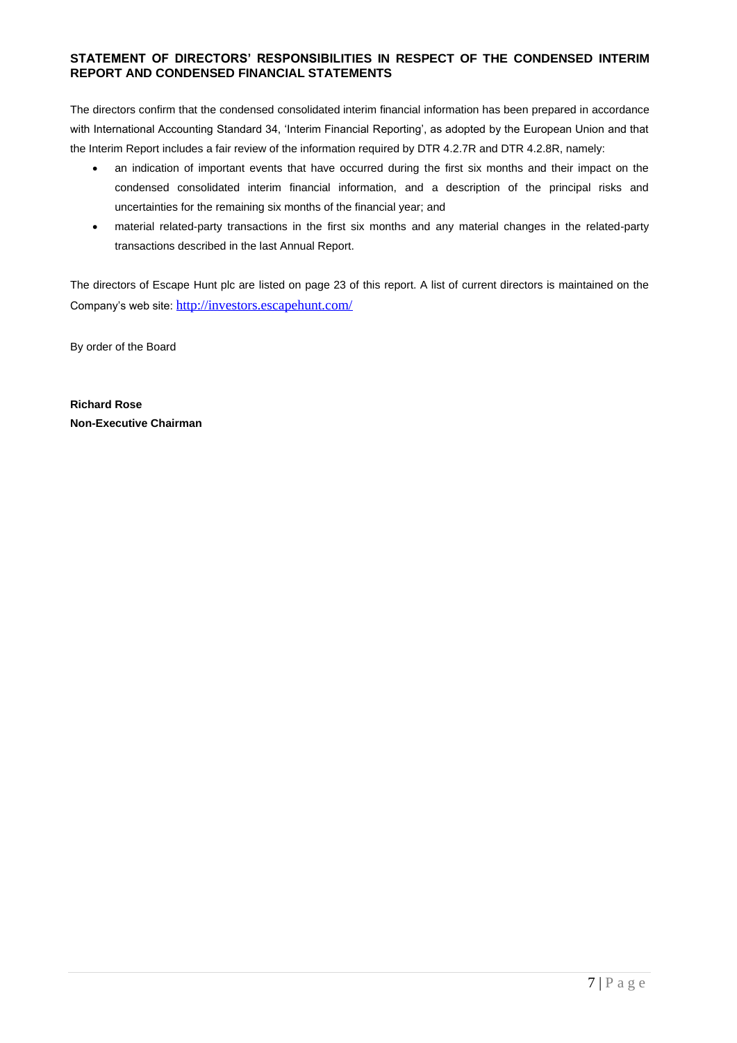## STATEMENT OF DIRECTORS' RESPONSIBILITIES IN RESPECT OF THE CONDENSED INTERIM REPORT AND CONDENSED FINANCIAL STATEMENTS

The directors confirm that the condensed consolidated interim financial information has been prepared in accordance with International Accounting Standard 34, 'Interim Financial Reporting', as adopted by the European Union and that the Interim Report includes a fair review of the information required by DTR 4.2.7R and DTR 4.2.8R, namely:

- an indication of important events that have occurred during the first six months and their impact on the condensed consolidated interim financial information, and a description of the principal risks and uncertainties for the remaining six months of the financial year; and
- material related-party transactions in the first six months and any material changes in the related-party transactions described in the last Annual Report.

The directors of Escape Hunt plc are listed on page 23 of this report. A list of current directors is maintained on the Company's web site: http://investors.escapehunt.com/

By order of the Board

**Richard Rose**
**Non-Executive Chairman**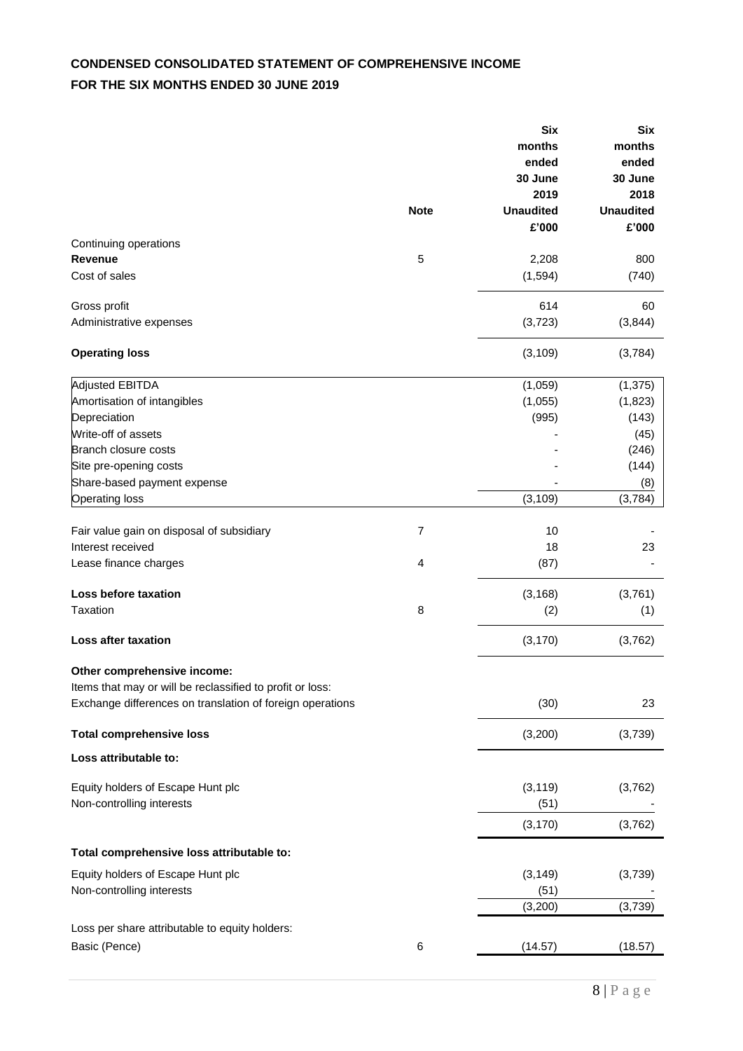## CONDENSED CONSOLIDATED STATEMENT OF COMPREHENSIVE INCOME

## FOR THE SIX MONTHS ENDED 30 JUNE 2019

| | Note | Six months ended 30 June 2019 Unaudited £'000 | Six months ended 30 June 2018 Unaudited £'000 |
|---|---|---|---|
| Continuing operations | | | |
| **Revenue** | 5 | 2,208 | 800 |
| Cost of sales | | (1,594) | (740) |
| Gross profit | | 614 | 60 |
| Administrative expenses | | (3,723) | (3,844) |
| **Operating loss** | | (3,109) | (3,784) |
| Adjusted EBITDA | | (1,059) | (1,375) |
| Amortisation of intangibles | | (1,055) | (1,823) |
| Depreciation | | (995) | (143) |
| Write-off of assets | | - | (45) |
| Branch closure costs | | - | (246) |
| Site pre-opening costs | | - | (144) |
| Share-based payment expense | | - | (8) |
| Operating loss | | (3,109) | (3,784) |
| Fair value gain on disposal of subsidiary | 7 | 10 | - |
| Interest received | | 18 | 23 |
| Lease finance charges | 4 | (87) | - |
| **Loss before taxation** | | (3,168) | (3,761) |
| Taxation | 8 | (2) | (1) |
| **Loss after taxation** | | (3,170) | (3,762) |
| **Other comprehensive income:** | | | |
| Items that may or will be reclassified to profit or loss: | | | |
| Exchange differences on translation of foreign operations | | (30) | 23 |
| **Total comprehensive loss** | | (3,200) | (3,739) |
| **Loss attributable to:** | | | |
| Equity holders of Escape Hunt plc | | (3,119) | (3,762) |
| Non-controlling interests | | (51) | - |
| | | (3,170) | (3,762) |
| **Total comprehensive loss attributable to:** | | | |
| Equity holders of Escape Hunt plc | | (3,149) | (3,739) |
| Non-controlling interests | | (51) | - |
| | | (3,200) | (3,739) |
| Loss per share attributable to equity holders: | | | |
| Basic (Pence) | 6 | (14.57) | (18.57) |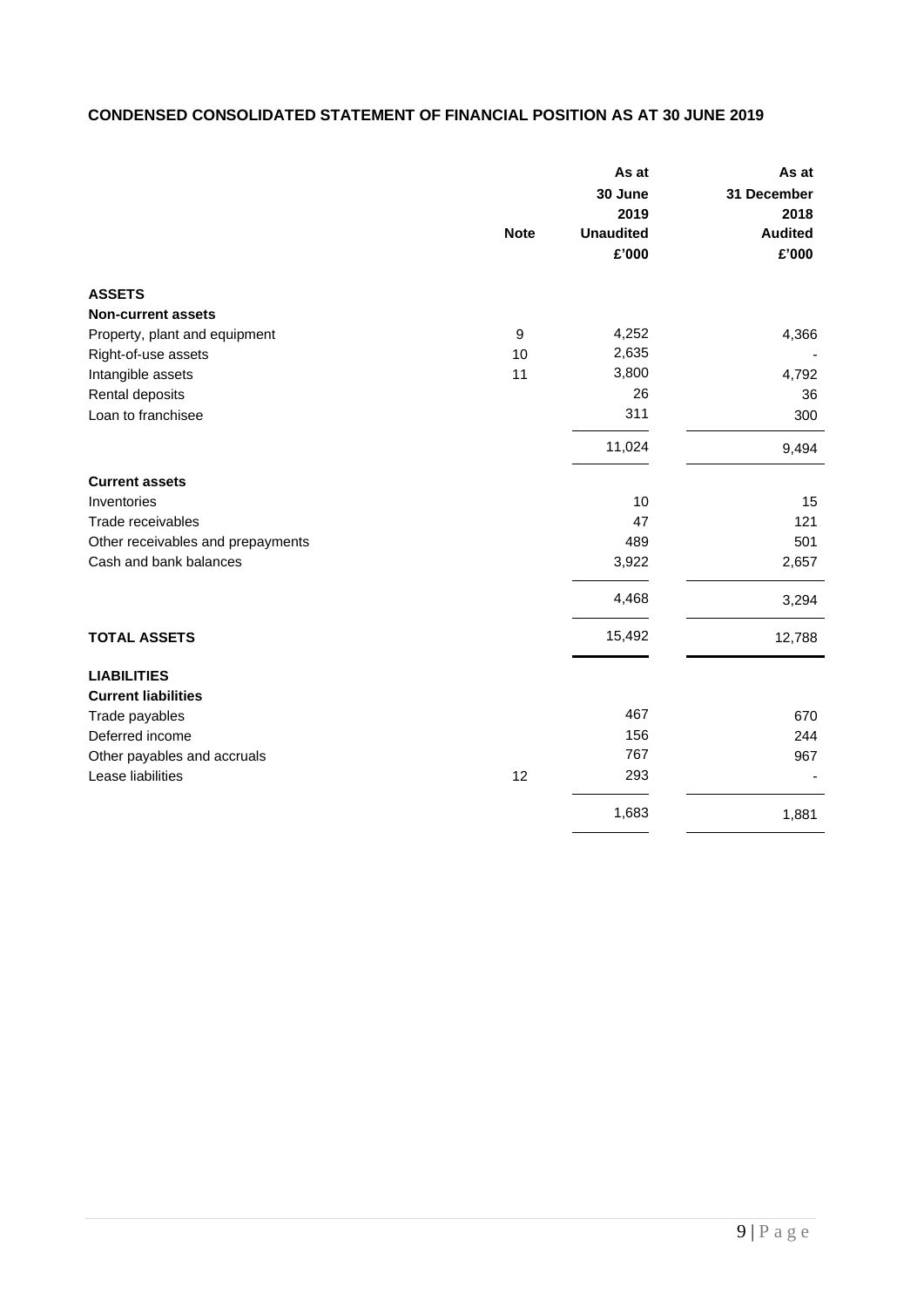## CONDENSED CONSOLIDATED STATEMENT OF FINANCIAL POSITION AS AT 30 JUNE 2019

| | Note | As at 30 June 2019 Unaudited £'000 | As at 31 December 2018 Audited £'000 |
|---|---|---|---|
| **ASSETS** | | | |
| **Non-current assets** | | | |
| Property, plant and equipment | 9 | 4,252 | 4,366 |
| Right-of-use assets | 10 | 2,635 | - |
| Intangible assets | 11 | 3,800 | 4,792 |
| Rental deposits | | 26 | 36 |
| Loan to franchisee | | 311 | 300 |
| | | 11,024 | 9,494 |
| **Current assets** | | | |
| Inventories | | 10 | 15 |
| Trade receivables | | 47 | 121 |
| Other receivables and prepayments | | 489 | 501 |
| Cash and bank balances | | 3,922 | 2,657 |
| | | 4,468 | 3,294 |
| **TOTAL ASSETS** | | 15,492 | 12,788 |
| **LIABILITIES** | | | |
| **Current liabilities** | | | |
| Trade payables | | 467 | 670 |
| Deferred income | | 156 | 244 |
| Other payables and accruals | | 767 | 967 |
| Lease liabilities | 12 | 293 | - |
| | | 1,683 | 1,881 |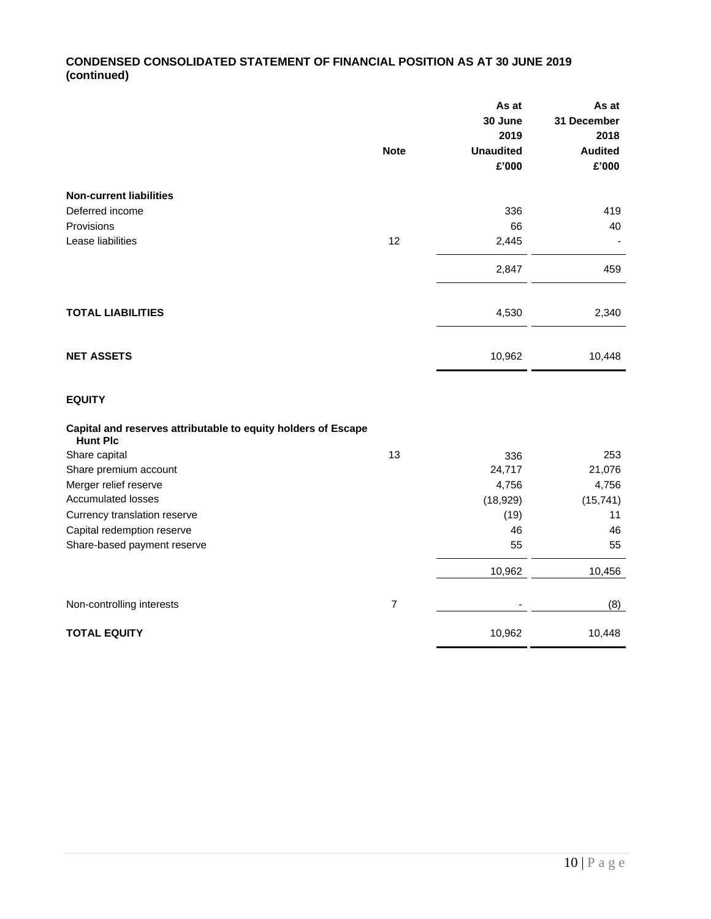**CONDENSED CONSOLIDATED STATEMENT OF FINANCIAL POSITION AS AT 30 JUNE 2019 (continued)**

| | Note | As at 30 June 2019 Unaudited £'000 | As at 31 December 2018 Audited £'000 |
|---|---|---|---|
| **Non-current liabilities** | | | |
| Deferred income | | 336 | 419 |
| Provisions | | 66 | 40 |
| Lease liabilities | 12 | 2,445 | - |
| | | 2,847 | 459 |
| **TOTAL LIABILITIES** | | 4,530 | 2,340 |
| **NET ASSETS** | | 10,962 | 10,448 |
| **EQUITY** | | | |
| **Capital and reserves attributable to equity holders of Escape Hunt Plc** | | | |
| Share capital | 13 | 336 | 253 |
| Share premium account | | 24,717 | 21,076 |
| Merger relief reserve | | 4,756 | 4,756 |
| Accumulated losses | | (18,929) | (15,741) |
| Currency translation reserve | | (19) | 11 |
| Capital redemption reserve | | 46 | 46 |
| Share-based payment reserve | | 55 | 55 |
| | | 10,962 | 10,456 |
| Non-controlling interests | 7 | - | (8) |
| **TOTAL EQUITY** | | 10,962 | 10,448 |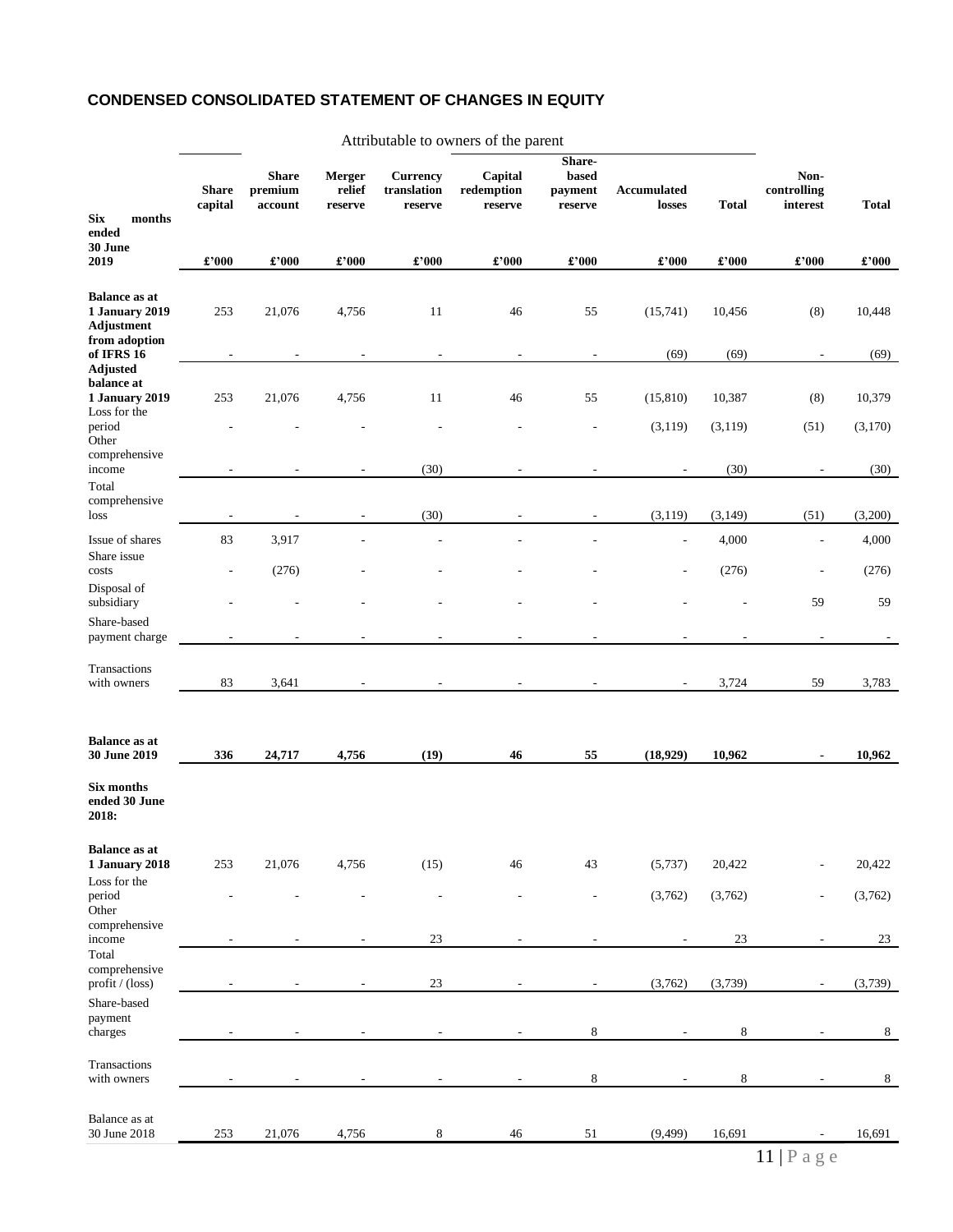## CONDENSED CONSOLIDATED STATEMENT OF CHANGES IN EQUITY

| | Attributable to owners of the parent | | | | | | | | | |
|---|---|---|---|---|---|---|---|---|---|---|
| **Six months ended 30 June 2019** | **Share capital** | **Share premium account** | **Merger relief reserve** | **Currency translation reserve** | **Capital redemption reserve** | **Share-based payment reserve** | **Accumulated losses** | **Total** | **Non-controlling interest** | **Total** |
| | **£'000** | **£'000** | **£'000** | **£'000** | **£'000** | **£'000** | **£'000** | **£'000** | **£'000** | **£'000** |
| **Balance as at 1 January 2019** | 253 | 21,076 | 4,756 | 11 | 46 | 55 | (15,741) | 10,456 | (8) | 10,448 |
| **Adjustment from adoption of IFRS 16** | - | - | - | - | - | - | (69) | (69) | - | (69) |
| **Adjusted balance at 1 January 2019** | 253 | 21,076 | 4,756 | 11 | 46 | 55 | (15,810) | 10,387 | (8) | 10,379 |
| Loss for the period | - | - | - | - | - | - | (3,119) | (3,119) | (51) | (3,170) |
| Other comprehensive income | - | - | - | (30) | - | - | - | (30) | - | (30) |
| Total comprehensive loss | - | - | - | (30) | - | - | (3,119) | (3,149) | (51) | (3,200) |
| Issue of shares | 83 | 3,917 | - | - | - | - | - | 4,000 | - | 4,000 |
| Share issue costs | - | (276) | - | - | - | - | - | (276) | - | (276) |
| Disposal of subsidiary | - | - | - | - | - | - | - | - | 59 | 59 |
| Share-based payment charge | - | - | - | - | - | - | - | - | - | - |
| Transactions with owners | 83 | 3,641 | - | - | - | - | - | 3,724 | 59 | 3,783 |
| **Balance as at 30 June 2019** | **336** | **24,717** | **4,756** | **(19)** | **46** | **55** | **(18,929)** | **10,962** | **-** | **10,962** |
| **Six months ended 30 June 2018:** | | | | | | | | | | |
| **Balance as at 1 January 2018** | 253 | 21,076 | 4,756 | (15) | 46 | 43 | (5,737) | 20,422 | - | 20,422 |
| Loss for the period | - | - | - | - | - | - | (3,762) | (3,762) | - | (3,762) |
| Other comprehensive income | - | - | - | 23 | - | - | - | 23 | - | 23 |
| Total comprehensive profit / (loss) | - | - | - | 23 | - | - | (3,762) | (3,739) | - | (3,739) |
| Share-based payment charges | - | - | - | - | - | 8 | - | 8 | - | 8 |
| Transactions with owners | - | - | - | - | - | 8 | - | 8 | - | 8 |
| Balance as at 30 June 2018 | 253 | 21,076 | 4,756 | 8 | 46 | 51 | (9,499) | 16,691 | - | 16,691 |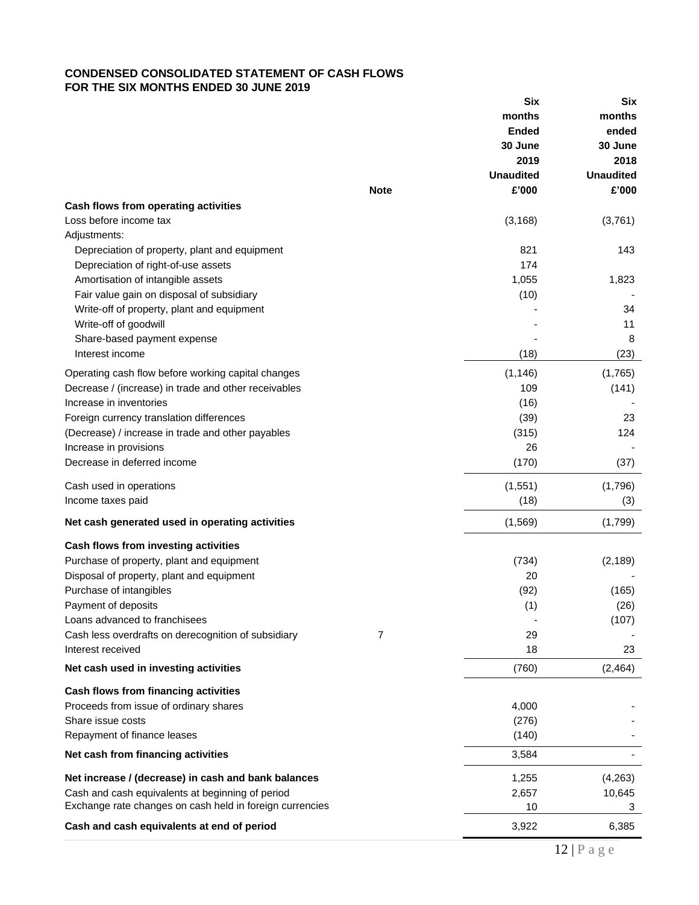**CONDENSED CONSOLIDATED STATEMENT OF CASH FLOWS**
**FOR THE SIX MONTHS ENDED 30 JUNE 2019**

| | Note | Six months Ended 30 June 2019 Unaudited £'000 | Six months ended 30 June 2018 Unaudited £'000 |
|---|---|---|---|
| **Cash flows from operating activities** | | | |
| Loss before income tax | | (3,168) | (3,761) |
| Adjustments: | | | |
| Depreciation of property, plant and equipment | | 821 | 143 |
| Depreciation of right-of-use assets | | 174 | |
| Amortisation of intangible assets | | 1,055 | 1,823 |
| Fair value gain on disposal of subsidiary | | (10) | - |
| Write-off of property, plant and equipment | | - | 34 |
| Write-off of goodwill | | - | 11 |
| Share-based payment expense | | - | 8 |
| Interest income | | (18) | (23) |
| Operating cash flow before working capital changes | | (1,146) | (1,765) |
| Decrease / (increase) in trade and other receivables | | 109 | (141) |
| Increase in inventories | | (16) | - |
| Foreign currency translation differences | | (39) | 23 |
| (Decrease) / increase in trade and other payables | | (315) | 124 |
| Increase in provisions | | 26 | - |
| Decrease in deferred income | | (170) | (37) |
| Cash used in operations | | (1,551) | (1,796) |
| Income taxes paid | | (18) | (3) |
| **Net cash generated used in operating activities** | | (1,569) | (1,799) |
| **Cash flows from investing activities** | | | |
| Purchase of property, plant and equipment | | (734) | (2,189) |
| Disposal of property, plant and equipment | | 20 | - |
| Purchase of intangibles | | (92) | (165) |
| Payment of deposits | | (1) | (26) |
| Loans advanced to franchisees | | - | (107) |
| Cash less overdrafts on derecognition of subsidiary | 7 | 29 | - |
| Interest received | | 18 | 23 |
| **Net cash used in investing activities** | | (760) | (2,464) |
| **Cash flows from financing activities** | | | |
| Proceeds from issue of ordinary shares | | 4,000 | - |
| Share issue costs | | (276) | - |
| Repayment of finance leases | | (140) | - |
| **Net cash from financing activities** | | 3,584 | - |
| **Net increase / (decrease) in cash and bank balances** | | 1,255 | (4,263) |
| Cash and cash equivalents at beginning of period | | 2,657 | 10,645 |
| Exchange rate changes on cash held in foreign currencies | | 10 | 3 |
| **Cash and cash equivalents at end of period** | | 3,922 | 6,385 |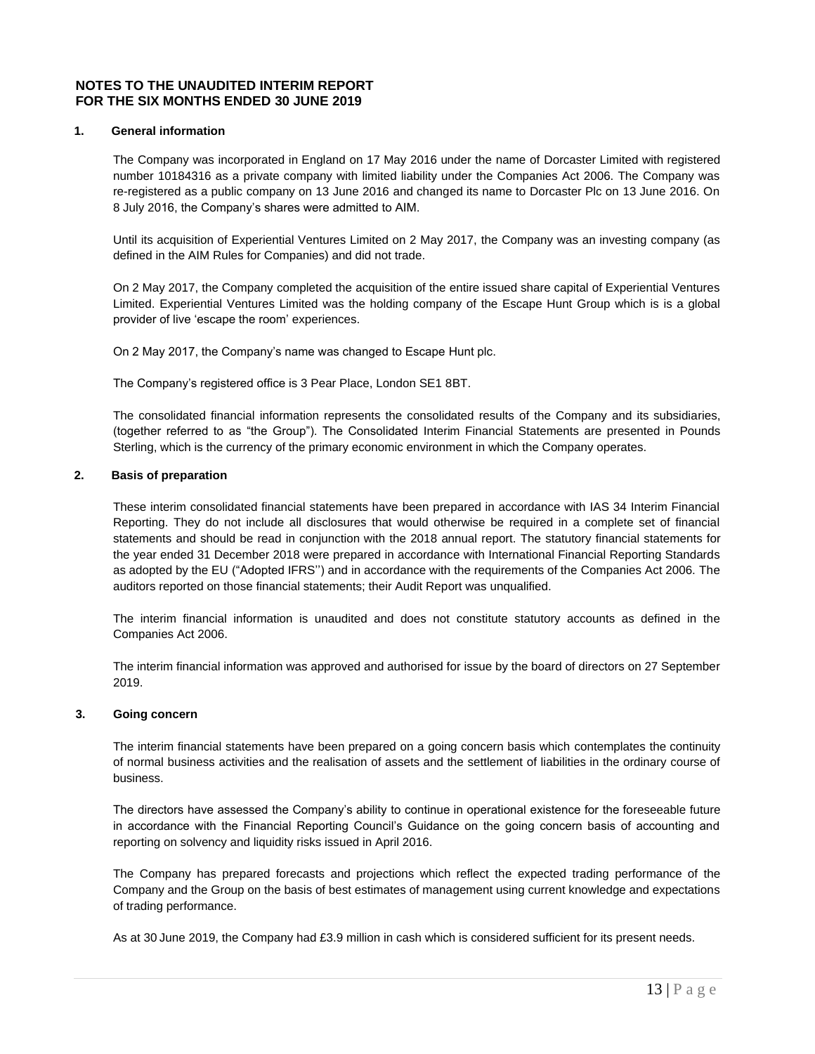## NOTES TO THE UNAUDITED INTERIM REPORT
## FOR THE SIX MONTHS ENDED 30 JUNE 2019

### 1. General information

The Company was incorporated in England on 17 May 2016 under the name of Dorcaster Limited with registered number 10184316 as a private company with limited liability under the Companies Act 2006. The Company was re-registered as a public company on 13 June 2016 and changed its name to Dorcaster Plc on 13 June 2016. On 8 July 2016, the Company's shares were admitted to AIM.

Until its acquisition of Experiential Ventures Limited on 2 May 2017, the Company was an investing company (as defined in the AIM Rules for Companies) and did not trade.

On 2 May 2017, the Company completed the acquisition of the entire issued share capital of Experiential Ventures Limited. Experiential Ventures Limited was the holding company of the Escape Hunt Group which is is a global provider of live 'escape the room' experiences.

On 2 May 2017, the Company's name was changed to Escape Hunt plc.

The Company's registered office is 3 Pear Place, London SE1 8BT.

The consolidated financial information represents the consolidated results of the Company and its subsidiaries, (together referred to as "the Group"). The Consolidated Interim Financial Statements are presented in Pounds Sterling, which is the currency of the primary economic environment in which the Company operates.

### 2. Basis of preparation

These interim consolidated financial statements have been prepared in accordance with IAS 34 Interim Financial Reporting. They do not include all disclosures that would otherwise be required in a complete set of financial statements and should be read in conjunction with the 2018 annual report. The statutory financial statements for the year ended 31 December 2018 were prepared in accordance with International Financial Reporting Standards as adopted by the EU ("Adopted IFRS'') and in accordance with the requirements of the Companies Act 2006. The auditors reported on those financial statements; their Audit Report was unqualified.

The interim financial information is unaudited and does not constitute statutory accounts as defined in the Companies Act 2006.

The interim financial information was approved and authorised for issue by the board of directors on 27 September 2019.

### 3. Going concern

The interim financial statements have been prepared on a going concern basis which contemplates the continuity of normal business activities and the realisation of assets and the settlement of liabilities in the ordinary course of business.

The directors have assessed the Company's ability to continue in operational existence for the foreseeable future in accordance with the Financial Reporting Council's Guidance on the going concern basis of accounting and reporting on solvency and liquidity risks issued in April 2016.

The Company has prepared forecasts and projections which reflect the expected trading performance of the Company and the Group on the basis of best estimates of management using current knowledge and expectations of trading performance.

As at 30 June 2019, the Company had £3.9 million in cash which is considered sufficient for its present needs.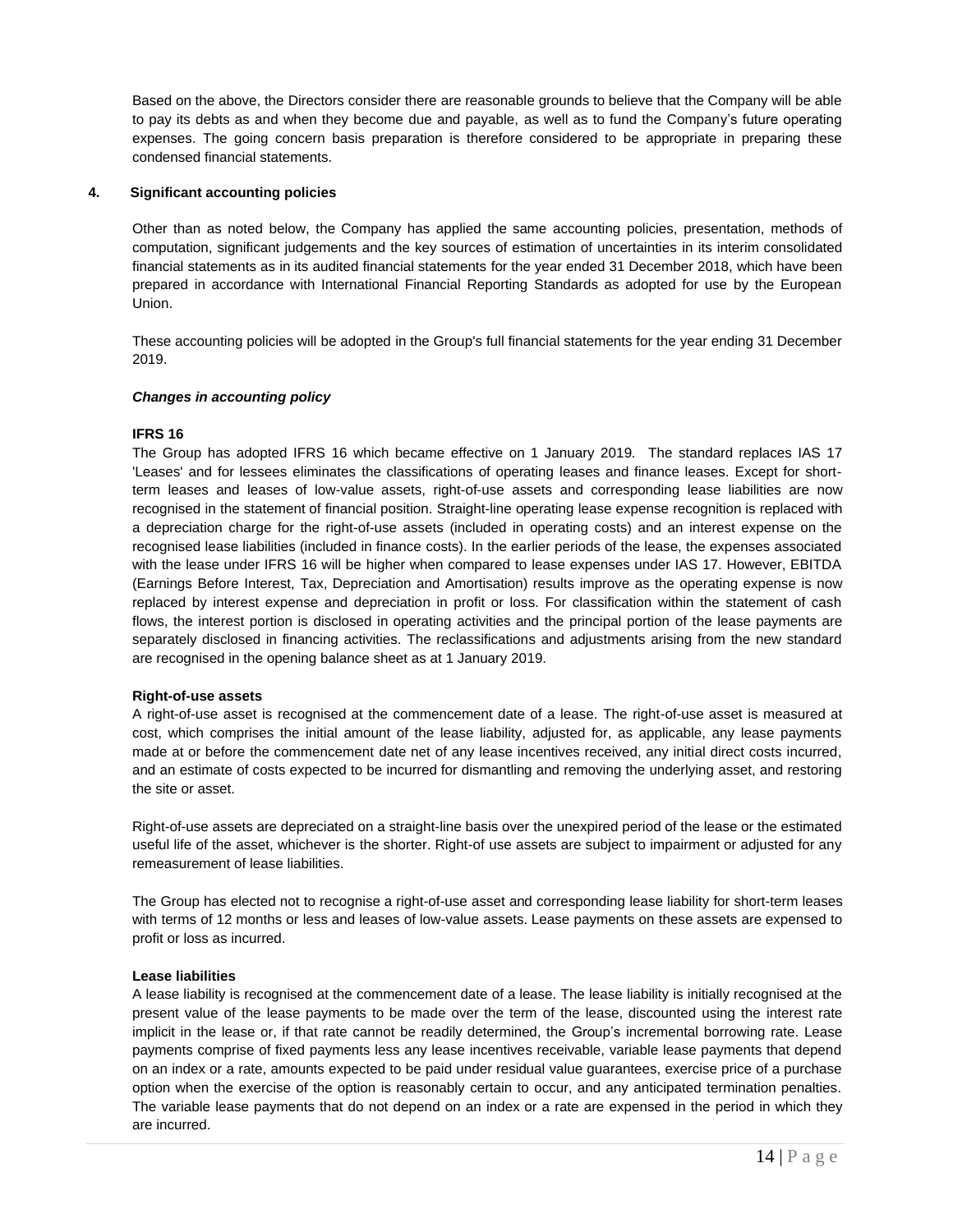Based on the above, the Directors consider there are reasonable grounds to believe that the Company will be able to pay its debts as and when they become due and payable, as well as to fund the Company's future operating expenses. The going concern basis preparation is therefore considered to be appropriate in preparing these condensed financial statements.

## 4. Significant accounting policies

Other than as noted below, the Company has applied the same accounting policies, presentation, methods of computation, significant judgements and the key sources of estimation of uncertainties in its interim consolidated financial statements as in its audited financial statements for the year ended 31 December 2018, which have been prepared in accordance with International Financial Reporting Standards as adopted for use by the European Union.

These accounting policies will be adopted in the Group's full financial statements for the year ending 31 December 2019.

***Changes in accounting policy***

**IFRS 16**

The Group has adopted IFRS 16 which became effective on 1 January 2019. The standard replaces IAS 17 'Leases' and for lessees eliminates the classifications of operating leases and finance leases. Except for short-term leases and leases of low-value assets, right-of-use assets and corresponding lease liabilities are now recognised in the statement of financial position. Straight-line operating lease expense recognition is replaced with a depreciation charge for the right-of-use assets (included in operating costs) and an interest expense on the recognised lease liabilities (included in finance costs). In the earlier periods of the lease, the expenses associated with the lease under IFRS 16 will be higher when compared to lease expenses under IAS 17. However, EBITDA (Earnings Before Interest, Tax, Depreciation and Amortisation) results improve as the operating expense is now replaced by interest expense and depreciation in profit or loss. For classification within the statement of cash flows, the interest portion is disclosed in operating activities and the principal portion of the lease payments are separately disclosed in financing activities. The reclassifications and adjustments arising from the new standard are recognised in the opening balance sheet as at 1 January 2019.

**Right-of-use assets**

A right-of-use asset is recognised at the commencement date of a lease. The right-of-use asset is measured at cost, which comprises the initial amount of the lease liability, adjusted for, as applicable, any lease payments made at or before the commencement date net of any lease incentives received, any initial direct costs incurred, and an estimate of costs expected to be incurred for dismantling and removing the underlying asset, and restoring the site or asset.

Right-of-use assets are depreciated on a straight-line basis over the unexpired period of the lease or the estimated useful life of the asset, whichever is the shorter. Right-of use assets are subject to impairment or adjusted for any remeasurement of lease liabilities.

The Group has elected not to recognise a right-of-use asset and corresponding lease liability for short-term leases with terms of 12 months or less and leases of low-value assets. Lease payments on these assets are expensed to profit or loss as incurred.

**Lease liabilities**

A lease liability is recognised at the commencement date of a lease. The lease liability is initially recognised at the present value of the lease payments to be made over the term of the lease, discounted using the interest rate implicit in the lease or, if that rate cannot be readily determined, the Group's incremental borrowing rate. Lease payments comprise of fixed payments less any lease incentives receivable, variable lease payments that depend on an index or a rate, amounts expected to be paid under residual value guarantees, exercise price of a purchase option when the exercise of the option is reasonably certain to occur, and any anticipated termination penalties. The variable lease payments that do not depend on an index or a rate are expensed in the period in which they are incurred.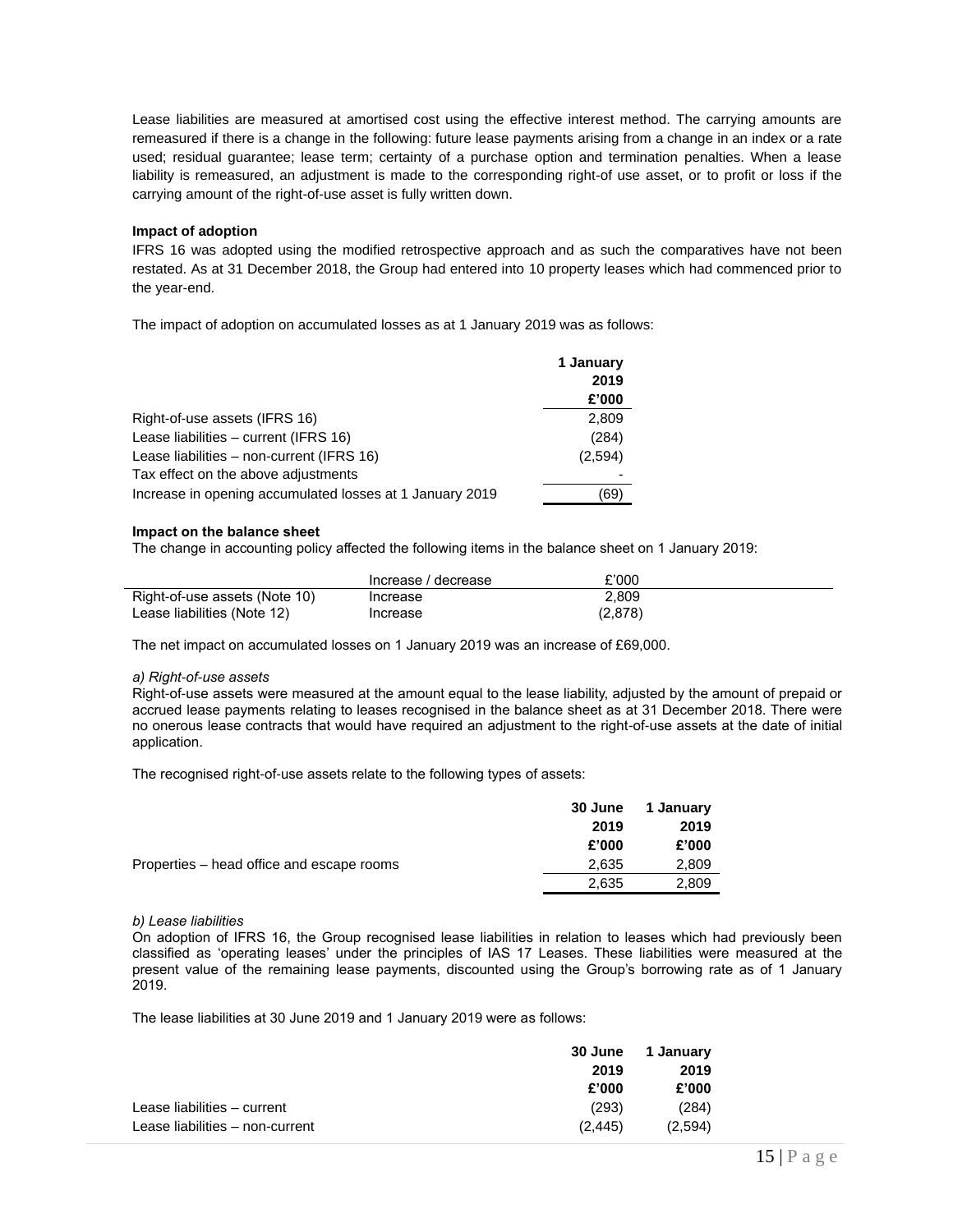Lease liabilities are measured at amortised cost using the effective interest method. The carrying amounts are remeasured if there is a change in the following: future lease payments arising from a change in an index or a rate used; residual guarantee; lease term; certainty of a purchase option and termination penalties. When a lease liability is remeasured, an adjustment is made to the corresponding right-of use asset, or to profit or loss if the carrying amount of the right-of-use asset is fully written down.

**Impact of adoption**

IFRS 16 was adopted using the modified retrospective approach and as such the comparatives have not been restated. As at 31 December 2018, the Group had entered into 10 property leases which had commenced prior to the year-end.

The impact of adoption on accumulated losses as at 1 January 2019 was as follows:

| | **1 January 2019 £'000** |
|---|---|
| Right-of-use assets (IFRS 16) | 2,809 |
| Lease liabilities – current (IFRS 16) | (284) |
| Lease liabilities – non-current (IFRS 16) | (2,594) |
| Tax effect on the above adjustments | - |
| Increase in opening accumulated losses at 1 January 2019 | (69) |

**Impact on the balance sheet**

The change in accounting policy affected the following items in the balance sheet on 1 January 2019:

| | Increase / decrease | £'000 |
|---|---|---|
| Right-of-use assets (Note 10) | Increase | 2,809 |
| Lease liabilities (Note 12) | Increase | (2,878) |

The net impact on accumulated losses on 1 January 2019 was an increase of £69,000.

*a) Right-of-use assets*

Right-of-use assets were measured at the amount equal to the lease liability, adjusted by the amount of prepaid or accrued lease payments relating to leases recognised in the balance sheet as at 31 December 2018. There were no onerous lease contracts that would have required an adjustment to the right-of-use assets at the date of initial application.

The recognised right-of-use assets relate to the following types of assets:

| | **30 June 2019 £'000** | **1 January 2019 £'000** |
|---|---|---|
| Properties – head office and escape rooms | 2,635 | 2,809 |
| | 2,635 | 2,809 |

*b) Lease liabilities*

On adoption of IFRS 16, the Group recognised lease liabilities in relation to leases which had previously been classified as 'operating leases' under the principles of IAS 17 Leases. These liabilities were measured at the present value of the remaining lease payments, discounted using the Group's borrowing rate as of 1 January 2019.

The lease liabilities at 30 June 2019 and 1 January 2019 were as follows:

| | **30 June 2019 £'000** | **1 January 2019 £'000** |
|---|---|---|
| Lease liabilities – current | (293) | (284) |
| Lease liabilities – non-current | (2,445) | (2,594) |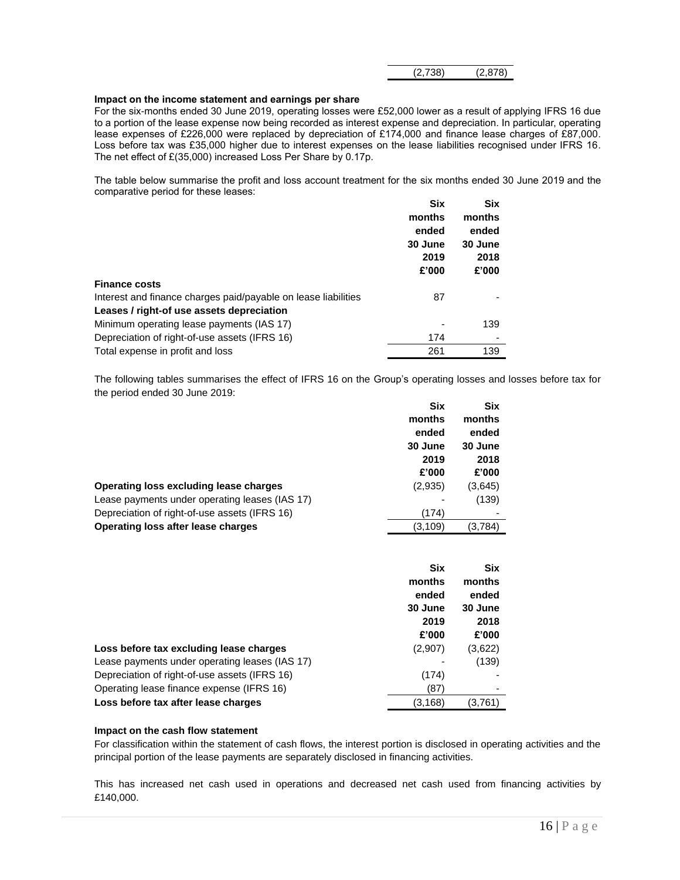| | |
|---|---|
| (2,738) | (2,878) |

**Impact on the income statement and earnings per share**

For the six-months ended 30 June 2019, operating losses were £52,000 lower as a result of applying IFRS 16 due to a portion of the lease expense now being recorded as interest expense and depreciation. In particular, operating lease expenses of £226,000 were replaced by depreciation of £174,000 and finance lease charges of £87,000. Loss before tax was £35,000 higher due to interest expenses on the lease liabilities recognised under IFRS 16. The net effect of £(35,000) increased Loss Per Share by 0.17p.

The table below summarise the profit and loss account treatment for the six months ended 30 June 2019 and the comparative period for these leases:

| | Six months ended 30 June 2019 £'000 | Six months ended 30 June 2018 £'000 |
|---|---|---|
| **Finance costs** | | |
| Interest and finance charges paid/payable on lease liabilities | 87 | - |
| **Leases / right-of use assets depreciation** | | |
| Minimum operating lease payments (IAS 17) | - | 139 |
| Depreciation of right-of-use assets (IFRS 16) | 174 | - |
| Total expense in profit and loss | 261 | 139 |

The following tables summarises the effect of IFRS 16 on the Group's operating losses and losses before tax for the period ended 30 June 2019:

| | Six months ended 30 June 2019 £'000 | Six months ended 30 June 2018 £'000 |
|---|---|---|
| **Operating loss excluding lease charges** | (2,935) | (3,645) |
| Lease payments under operating leases (IAS 17) | - | (139) |
| Depreciation of right-of-use assets (IFRS 16) | (174) | - |
| **Operating loss after lease charges** | (3,109) | (3,784) |

| | Six months ended 30 June 2019 £'000 | Six months ended 30 June 2018 £'000 |
|---|---|---|
| **Loss before tax excluding lease charges** | (2,907) | (3,622) |
| Lease payments under operating leases (IAS 17) | - | (139) |
| Depreciation of right-of-use assets (IFRS 16) | (174) | - |
| Operating lease finance expense (IFRS 16) | (87) | - |
| **Loss before tax after lease charges** | (3,168) | (3,761) |

**Impact on the cash flow statement**

For classification within the statement of cash flows, the interest portion is disclosed in operating activities and the principal portion of the lease payments are separately disclosed in financing activities.

This has increased net cash used in operations and decreased net cash used from financing activities by £140,000.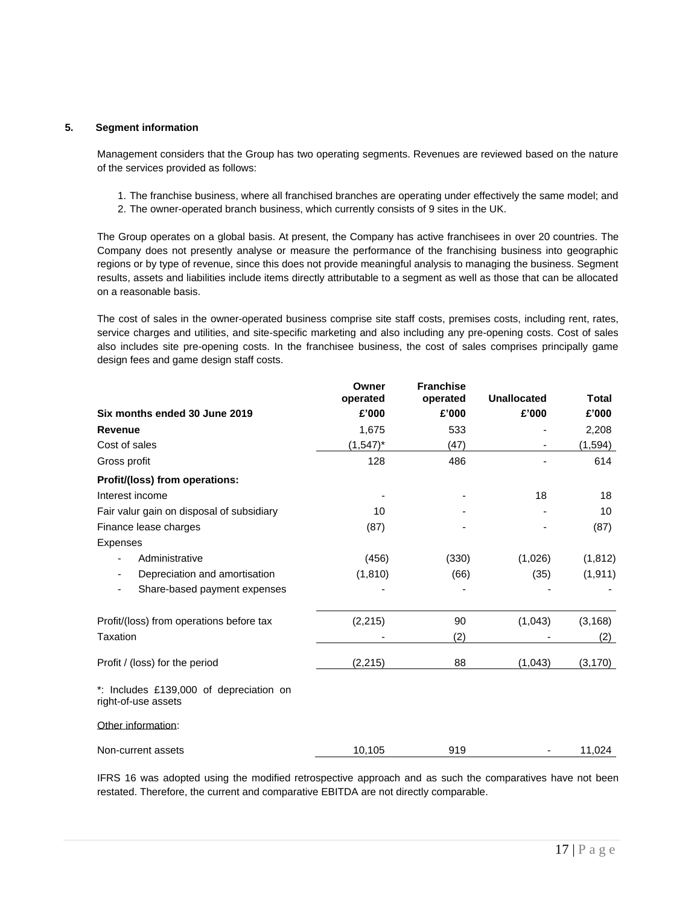## 5. Segment information

Management considers that the Group has two operating segments. Revenues are reviewed based on the nature of the services provided as follows:

1. The franchise business, where all franchised branches are operating under effectively the same model; and
2. The owner-operated branch business, which currently consists of 9 sites in the UK.

The Group operates on a global basis. At present, the Company has active franchisees in over 20 countries. The Company does not presently analyse or measure the performance of the franchising business into geographic regions or by type of revenue, since this does not provide meaningful analysis to managing the business. Segment results, assets and liabilities include items directly attributable to a segment as well as those that can be allocated on a reasonable basis.

The cost of sales in the owner-operated business comprise site staff costs, premises costs, including rent, rates, service charges and utilities, and site-specific marketing and also including any pre-opening costs. Cost of sales also includes site pre-opening costs. In the franchisee business, the cost of sales comprises principally game design fees and game design staff costs.

| Six months ended 30 June 2019 | Owner operated £'000 | Franchise operated £'000 | Unallocated £'000 | Total £'000 |
|---|---|---|---|---|
| **Revenue** | 1,675 | 533 | - | 2,208 |
| Cost of sales | (1,547)* | (47) | - | (1,594) |
| Gross profit | 128 | 486 | - | 614 |
| **Profit/(loss) from operations:** | | | | |
| Interest income | - | - | 18 | 18 |
| Fair valur gain on disposal of subsidiary | 10 | - | - | 10 |
| Finance lease charges | (87) | - | - | (87) |
| Expenses | | | | |
| - Administrative | (456) | (330) | (1,026) | (1,812) |
| - Depreciation and amortisation | (1,810) | (66) | (35) | (1,911) |
| - Share-based payment expenses | - | - | - | - |
| Profit/(loss) from operations before tax | (2,215) | 90 | (1,043) | (3,168) |
| Taxation | - | (2) | - | (2) |
| Profit / (loss) for the period | (2,215) | 88 | (1,043) | (3,170) |
| *: Includes £139,000 of depreciation on right-of-use assets | | | | |
| Other information: | | | | |
| Non-current assets | 10,105 | 919 | - | 11,024 |

IFRS 16 was adopted using the modified retrospective approach and as such the comparatives have not been restated. Therefore, the current and comparative EBITDA are not directly comparable.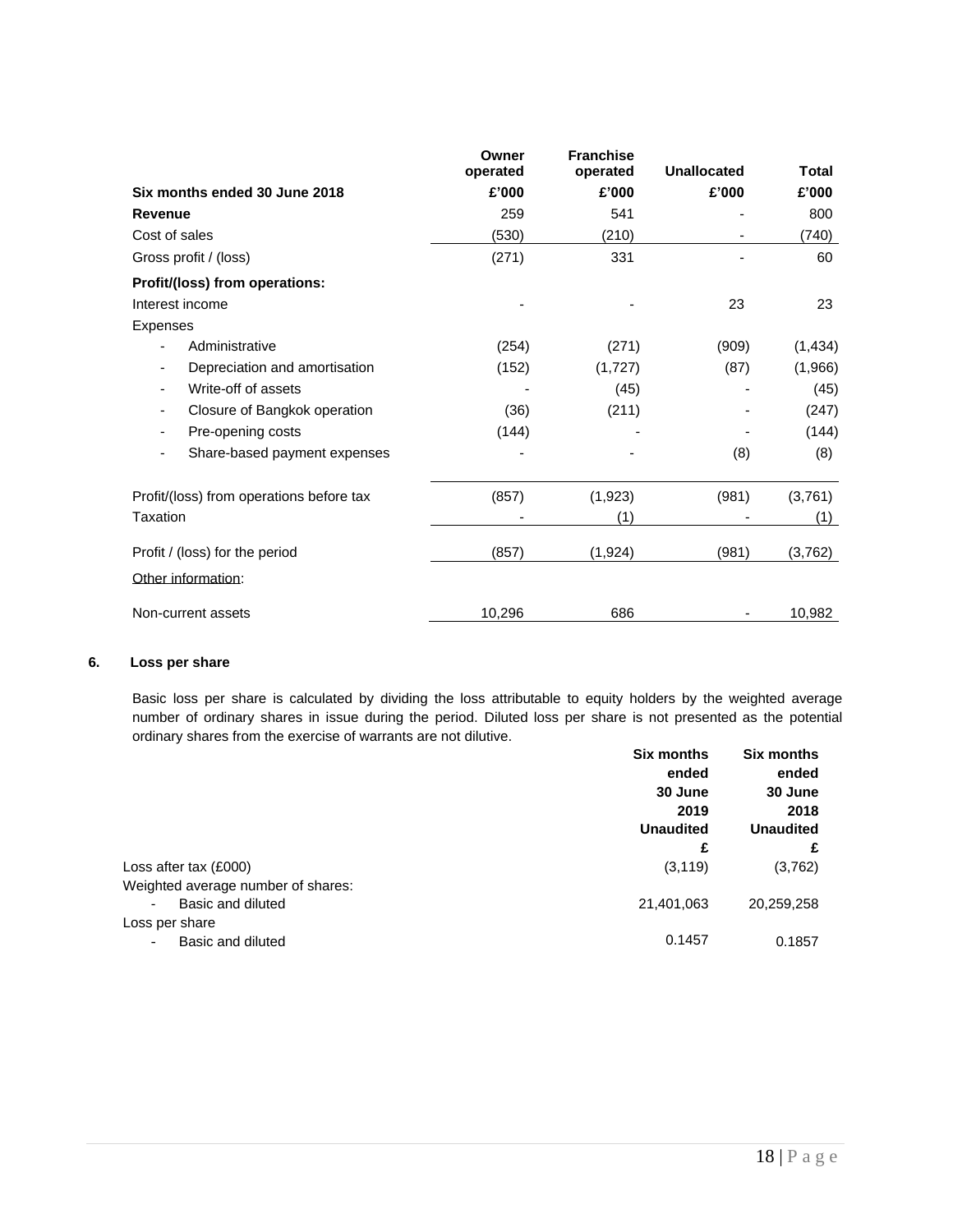| Six months ended 30 June 2018 | Owner operated £'000 | Franchise operated £'000 | Unallocated £'000 | Total £'000 |
|---|---|---|---|---|
| **Revenue** | 259 | 541 | - | 800 |
| Cost of sales | (530) | (210) | - | (740) |
| Gross profit / (loss) | (271) | 331 | - | 60 |
| **Profit/(loss) from operations:** | | | | |
| Interest income | - | - | 23 | 23 |
| Expenses | | | | |
| - Administrative | (254) | (271) | (909) | (1,434) |
| - Depreciation and amortisation | (152) | (1,727) | (87) | (1,966) |
| - Write-off of assets | - | (45) | - | (45) |
| - Closure of Bangkok operation | (36) | (211) | - | (247) |
| - Pre-opening costs | (144) | - | - | (144) |
| - Share-based payment expenses | - | - | (8) | (8) |
| Profit/(loss) from operations before tax | (857) | (1,923) | (981) | (3,761) |
| Taxation | - | (1) | - | (1) |
| Profit / (loss) for the period | (857) | (1,924) | (981) | (3,762) |
| Other information: | | | | |
| Non-current assets | 10,296 | 686 | - | 10,982 |

### 6. Loss per share

Basic loss per share is calculated by dividing the loss attributable to equity holders by the weighted average number of ordinary shares in issue during the period. Diluted loss per share is not presented as the potential ordinary shares from the exercise of warrants are not dilutive.

| | Six months ended 30 June 2019 Unaudited £ | Six months ended 30 June 2018 Unaudited £ |
|---|---|---|
| Loss after tax (£000) | (3,119) | (3,762) |
| Weighted average number of shares: | | |
| - Basic and diluted | 21,401,063 | 20,259,258 |
| Loss per share | | |
| - Basic and diluted | 0.1457 | 0.1857 |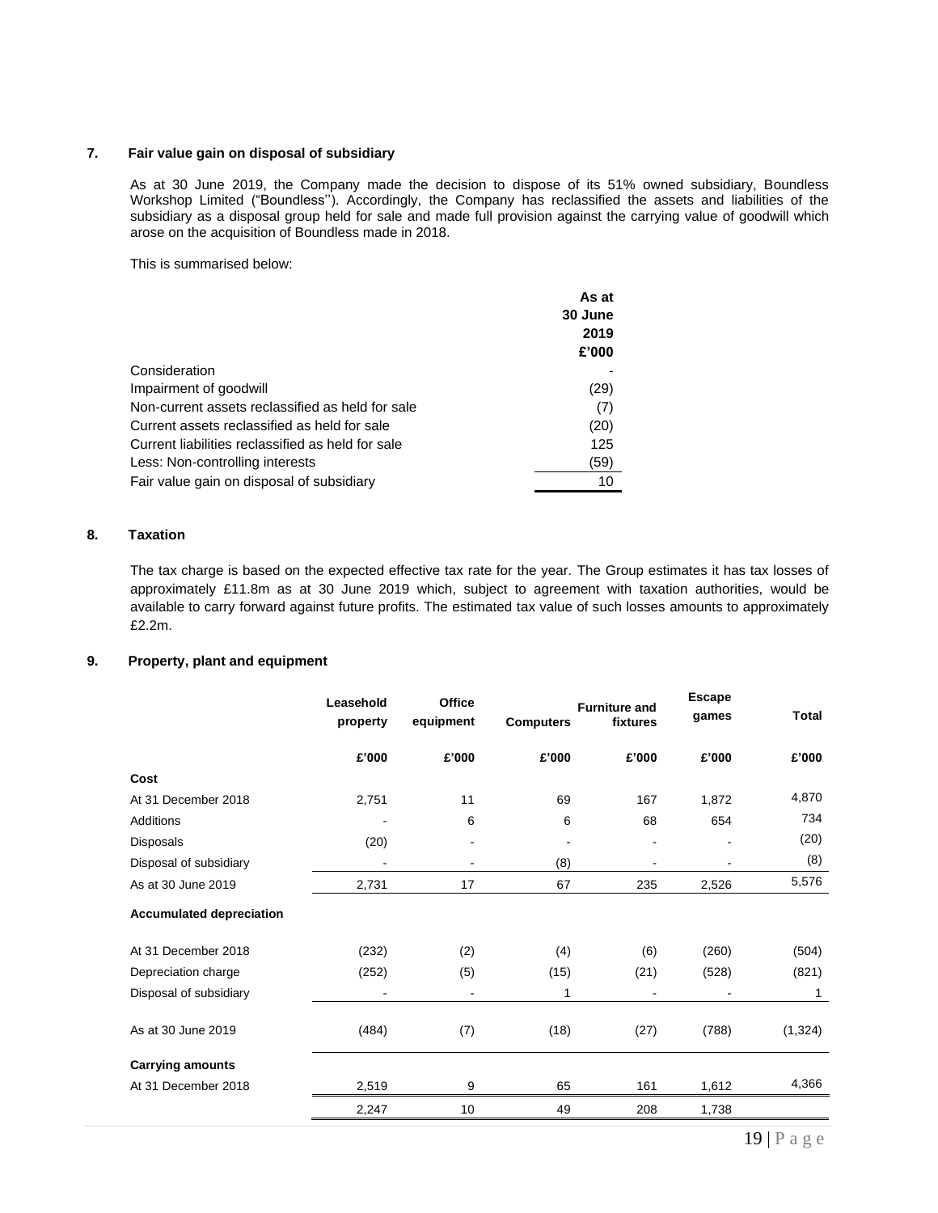## 7. Fair value gain on disposal of subsidiary

As at 30 June 2019, the Company made the decision to dispose of its 51% owned subsidiary, Boundless Workshop Limited ("Boundless''). Accordingly, the Company has reclassified the assets and liabilities of the subsidiary as a disposal group held for sale and made full provision against the carrying value of goodwill which arose on the acquisition of Boundless made in 2018.

This is summarised below:

| | As at 30 June 2019 £'000 |
|---|---|
| Consideration | - |
| Impairment of goodwill | (29) |
| Non-current assets reclassified as held for sale | (7) |
| Current assets reclassified as held for sale | (20) |
| Current liabilities reclassified as held for sale | 125 |
| Less: Non-controlling interests | (59) |
| Fair value gain on disposal of subsidiary | 10 |

## 8. Taxation

The tax charge is based on the expected effective tax rate for the year. The Group estimates it has tax losses of approximately £11.8m as at 30 June 2019 which, subject to agreement with taxation authorities, would be available to carry forward against future profits. The estimated tax value of such losses amounts to approximately £2.2m.

## 9. Property, plant and equipment

| | Leasehold property | Office equipment | Computers | Furniture and fixtures | Escape games | Total |
|---|---|---|---|---|---|---|
| | £'000 | £'000 | £'000 | £'000 | £'000 | £'000 |
| **Cost** | | | | | | |
| At 31 December 2018 | 2,751 | 11 | 69 | 167 | 1,872 | 4,870 |
| Additions | - | 6 | 6 | 68 | 654 | 734 |
| Disposals | (20) | - | - | - | - | (20) |
| Disposal of subsidiary | - | - | (8) | - | - | (8) |
| As at 30 June 2019 | 2,731 | 17 | 67 | 235 | 2,526 | 5,576 |
| **Accumulated depreciation** | | | | | | |
| At 31 December 2018 | (232) | (2) | (4) | (6) | (260) | (504) |
| Depreciation charge | (252) | (5) | (15) | (21) | (528) | (821) |
| Disposal of subsidiary | - | - | 1 | - | - | 1 |
| As at 30 June 2019 | (484) | (7) | (18) | (27) | (788) | (1,324) |
| **Carrying amounts** | | | | | | |
| At 31 December 2018 | 2,519 | 9 | 65 | 161 | 1,612 | 4,366 |
| | 2,247 | 10 | 49 | 208 | 1,738 | |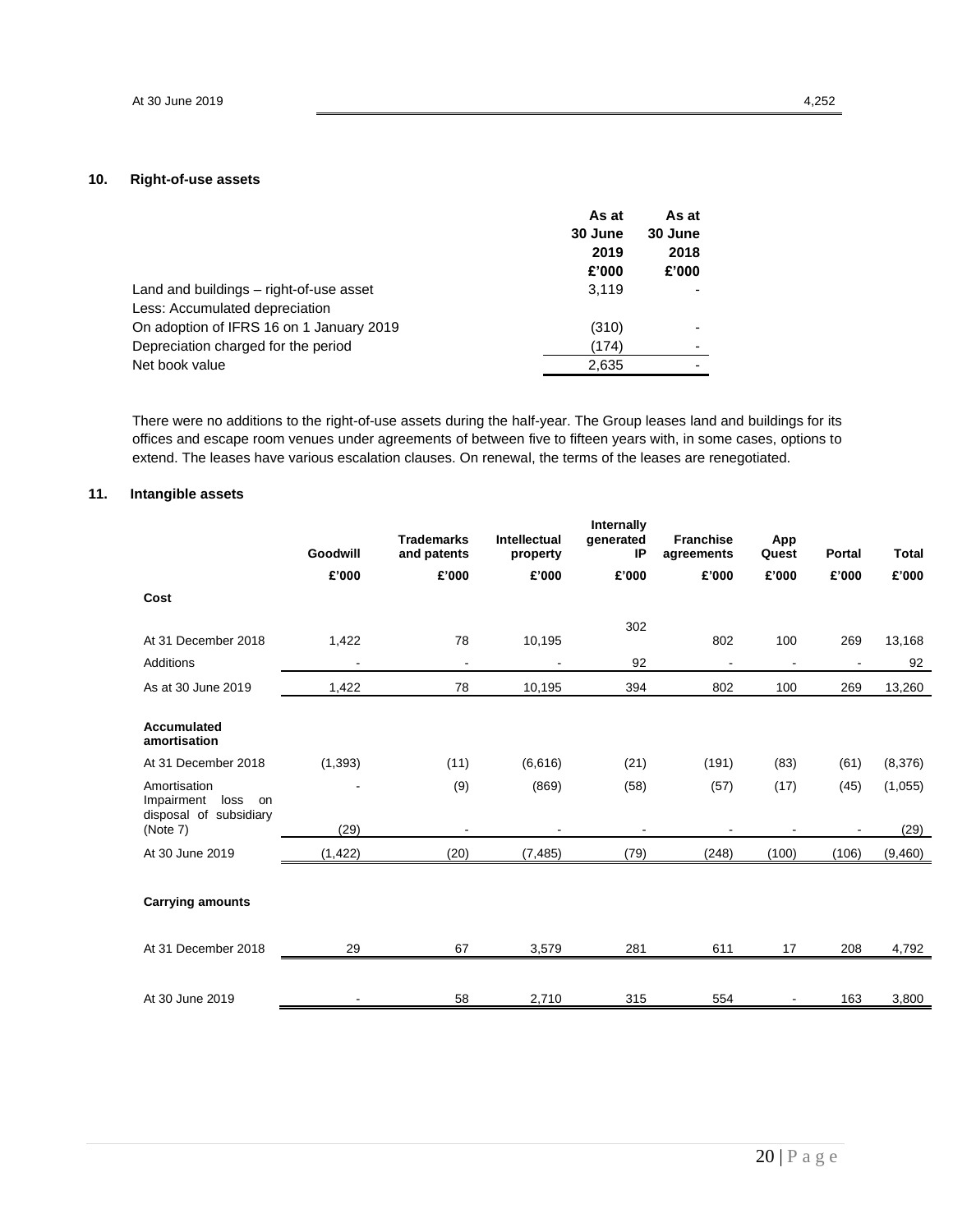| | |
|---|---|
| At 30 June 2019 | 4,252 |

## 10. Right-of-use assets

| | As at 30 June 2019 £'000 | As at 30 June 2018 £'000 |
|---|---|---|
| Land and buildings – right-of-use asset | 3,119 | - |
| Less: Accumulated depreciation | | |
| On adoption of IFRS 16 on 1 January 2019 | (310) | - |
| Depreciation charged for the period | (174) | - |
| Net book value | 2,635 | - |

There were no additions to the right-of-use assets during the half-year. The Group leases land and buildings for its offices and escape room venues under agreements of between five to fifteen years with, in some cases, options to extend. The leases have various escalation clauses. On renewal, the terms of the leases are renegotiated.

## 11. Intangible assets

| | Goodwill | Trademarks and patents | Intellectual property | Internally generated IP | Franchise agreements | App Quest | Portal | Total |
|---|---|---|---|---|---|---|---|---|
| | £'000 | £'000 | £'000 | £'000 | £'000 | £'000 | £'000 | £'000 |
| **Cost** | | | | | | | | |
| At 31 December 2018 | 1,422 | 78 | 10,195 | 302 | 802 | 100 | 269 | 13,168 |
| Additions | - | - | - | 92 | - | - | - | 92 |
| As at 30 June 2019 | 1,422 | 78 | 10,195 | 394 | 802 | 100 | 269 | 13,260 |
| **Accumulated amortisation** | | | | | | | | |
| At 31 December 2018 | (1,393) | (11) | (6,616) | (21) | (191) | (83) | (61) | (8,376) |
| Amortisation | - | (9) | (869) | (58) | (57) | (17) | (45) | (1,055) |
| Impairment loss on disposal of subsidiary (Note 7) | (29) | - | - | - | - | - | - | (29) |
| At 30 June 2019 | (1,422) | (20) | (7,485) | (79) | (248) | (100) | (106) | (9,460) |
| **Carrying amounts** | | | | | | | | |
| At 31 December 2018 | 29 | 67 | 3,579 | 281 | 611 | 17 | 208 | 4,792 |
| At 30 June 2019 | - | 58 | 2,710 | 315 | 554 | - | 163 | 3,800 |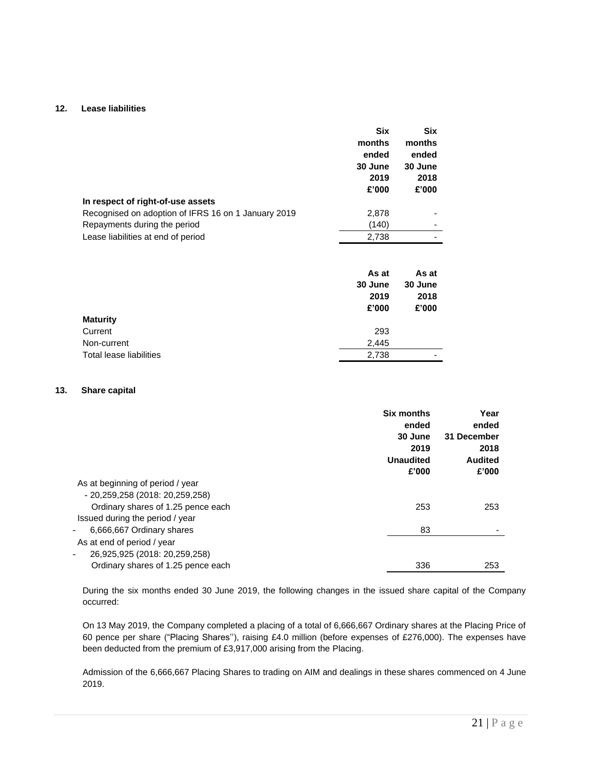## 12. Lease liabilities

| | Six months ended 30 June 2019 £'000 | Six months ended 30 June 2018 £'000 |
|---|---|---|
| **In respect of right-of-use assets** | | |
| Recognised on adoption of IFRS 16 on 1 January 2019 | 2,878 | - |
| Repayments during the period | (140) | - |
| Lease liabilities at end of period | 2,738 | - |

| | As at 30 June 2019 £'000 | As at 30 June 2018 £'000 |
|---|---|---|
| **Maturity** | | |
| Current | 293 | |
| Non-current | 2,445 | |
| Total lease liabilities | 2,738 | - |

## 13. Share capital

| | Six months ended 30 June 2019 Unaudited £'000 | Year ended 31 December 2018 Audited £'000 |
|---|---|---|
| As at beginning of period / year | | |
| - 20,259,258 (2018: 20,259,258) | | |
| Ordinary shares of 1.25 pence each | 253 | 253 |
| Issued during the period / year | | |
| - 6,666,667 Ordinary shares | 83 | - |
| As at end of period / year | | |
| - 26,925,925 (2018: 20,259,258) | | |
| Ordinary shares of 1.25 pence each | 336 | 253 |

During the six months ended 30 June 2019, the following changes in the issued share capital of the Company occurred:

On 13 May 2019, the Company completed a placing of a total of 6,666,667 Ordinary shares at the Placing Price of 60 pence per share ("Placing Shares''), raising £4.0 million (before expenses of £276,000). The expenses have been deducted from the premium of £3,917,000 arising from the Placing.

Admission of the 6,666,667 Placing Shares to trading on AIM and dealings in these shares commenced on 4 June 2019.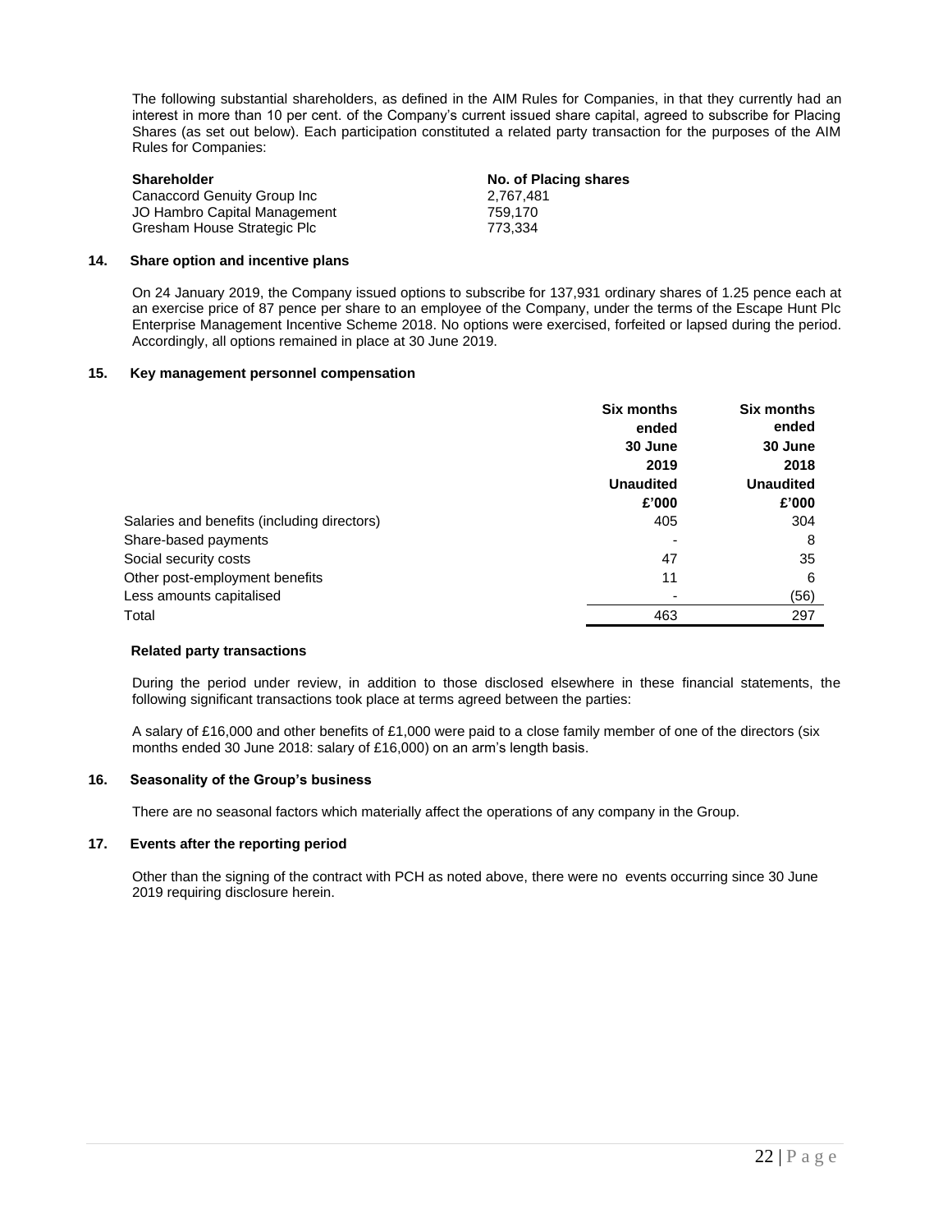The following substantial shareholders, as defined in the AIM Rules for Companies, in that they currently had an interest in more than 10 per cent. of the Company's current issued share capital, agreed to subscribe for Placing Shares (as set out below). Each participation constituted a related party transaction for the purposes of the AIM Rules for Companies:

| Shareholder | No. of Placing shares |
| --- | --- |
| Canaccord Genuity Group Inc | 2,767,481 |
| JO Hambro Capital Management | 759,170 |
| Gresham House Strategic Plc | 773,334 |

## 14. Share option and incentive plans

On 24 January 2019, the Company issued options to subscribe for 137,931 ordinary shares of 1.25 pence each at an exercise price of 87 pence per share to an employee of the Company, under the terms of the Escape Hunt Plc Enterprise Management Incentive Scheme 2018. No options were exercised, forfeited or lapsed during the period. Accordingly, all options remained in place at 30 June 2019.

## 15. Key management personnel compensation

| | Six months ended 30 June 2019 Unaudited £'000 | Six months ended 30 June 2018 Unaudited £'000 |
| --- | --- | --- |
| Salaries and benefits (including directors) | 405 | 304 |
| Share-based payments | - | 8 |
| Social security costs | 47 | 35 |
| Other post-employment benefits | 11 | 6 |
| Less amounts capitalised | - | (56) |
| Total | 463 | 297 |

### Related party transactions

During the period under review, in addition to those disclosed elsewhere in these financial statements, the following significant transactions took place at terms agreed between the parties:

A salary of £16,000 and other benefits of £1,000 were paid to a close family member of one of the directors (six months ended 30 June 2018: salary of £16,000) on an arm's length basis.

## 16. Seasonality of the Group's business

There are no seasonal factors which materially affect the operations of any company in the Group.

## 17. Events after the reporting period

Other than the signing of the contract with PCH as noted above, there were no events occurring since 30 June 2019 requiring disclosure herein.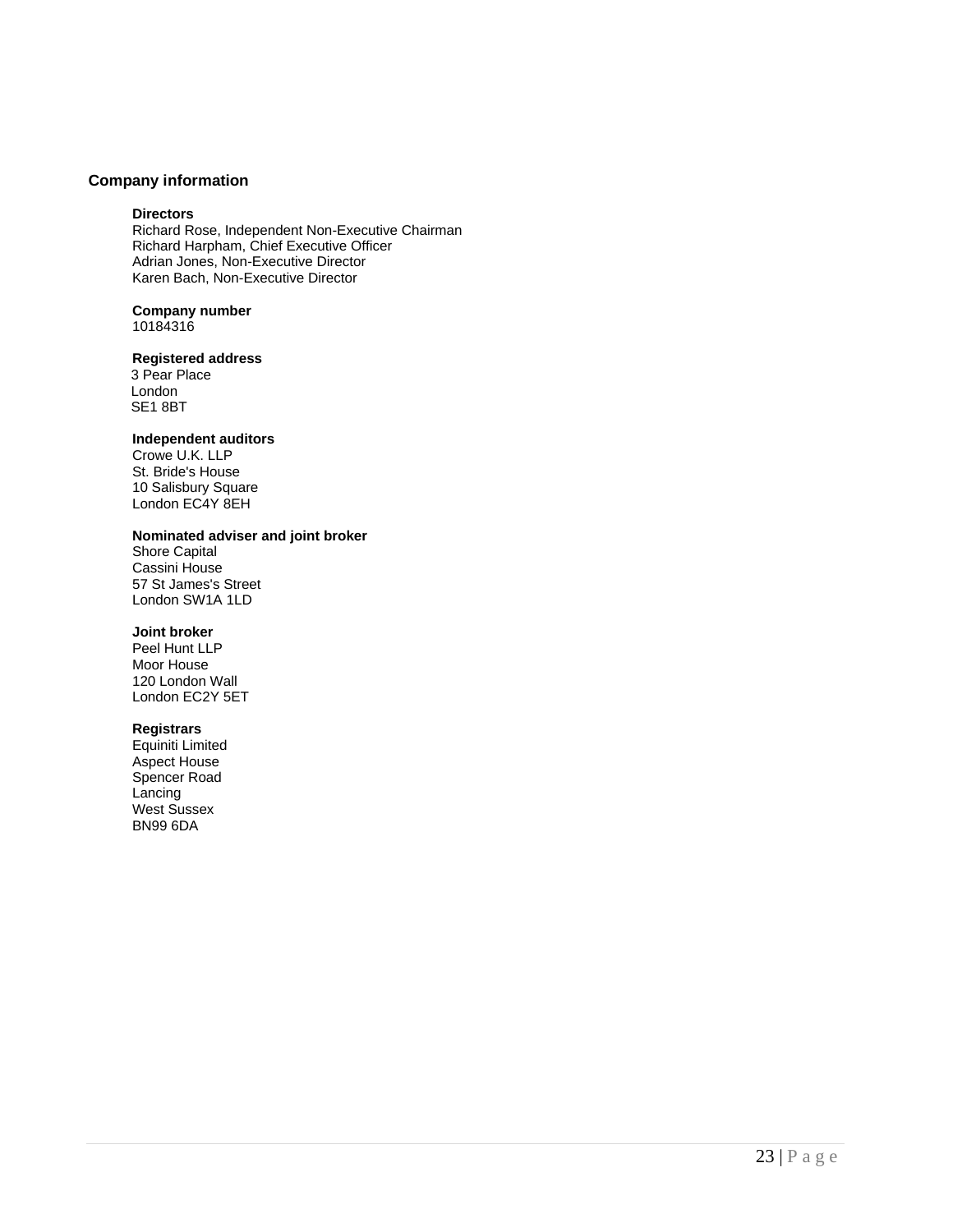## Company information

**Directors**
Richard Rose, Independent Non-Executive Chairman
Richard Harpham, Chief Executive Officer
Adrian Jones, Non-Executive Director
Karen Bach, Non-Executive Director

**Company number**
10184316

**Registered address**
3 Pear Place
London
SE1 8BT

**Independent auditors**
Crowe U.K. LLP
St. Bride's House
10 Salisbury Square
London EC4Y 8EH

**Nominated adviser and joint broker**
Shore Capital
Cassini House
57 St James's Street
London SW1A 1LD

**Joint broker**
Peel Hunt LLP
Moor House
120 London Wall
London EC2Y 5ET

**Registrars**
Equiniti Limited
Aspect House
Spencer Road
Lancing
West Sussex
BN99 6DA